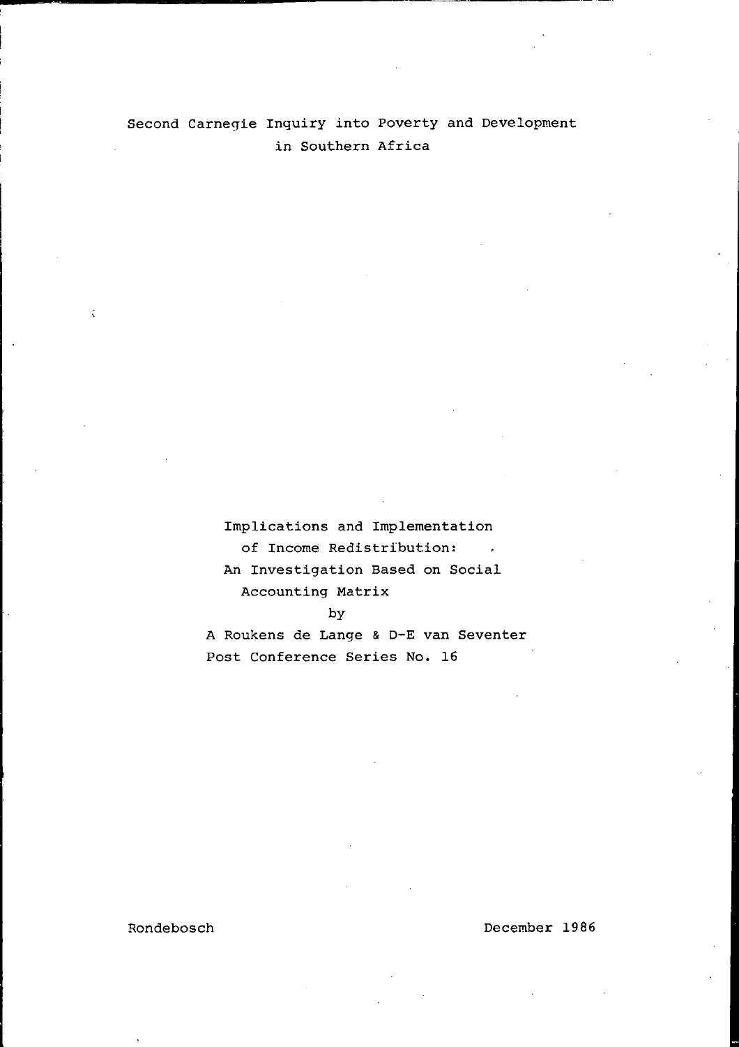Second Carnegie Inquiry into Poverty and Development in Southern Africa

# Implications and Implementation of Income Redistribution: An Investigation Based on Social Accounting Matrix

by

A Roukens de Lange & D-E van Seventer

Post Conference Series No. 16

Rondebosch

December 1986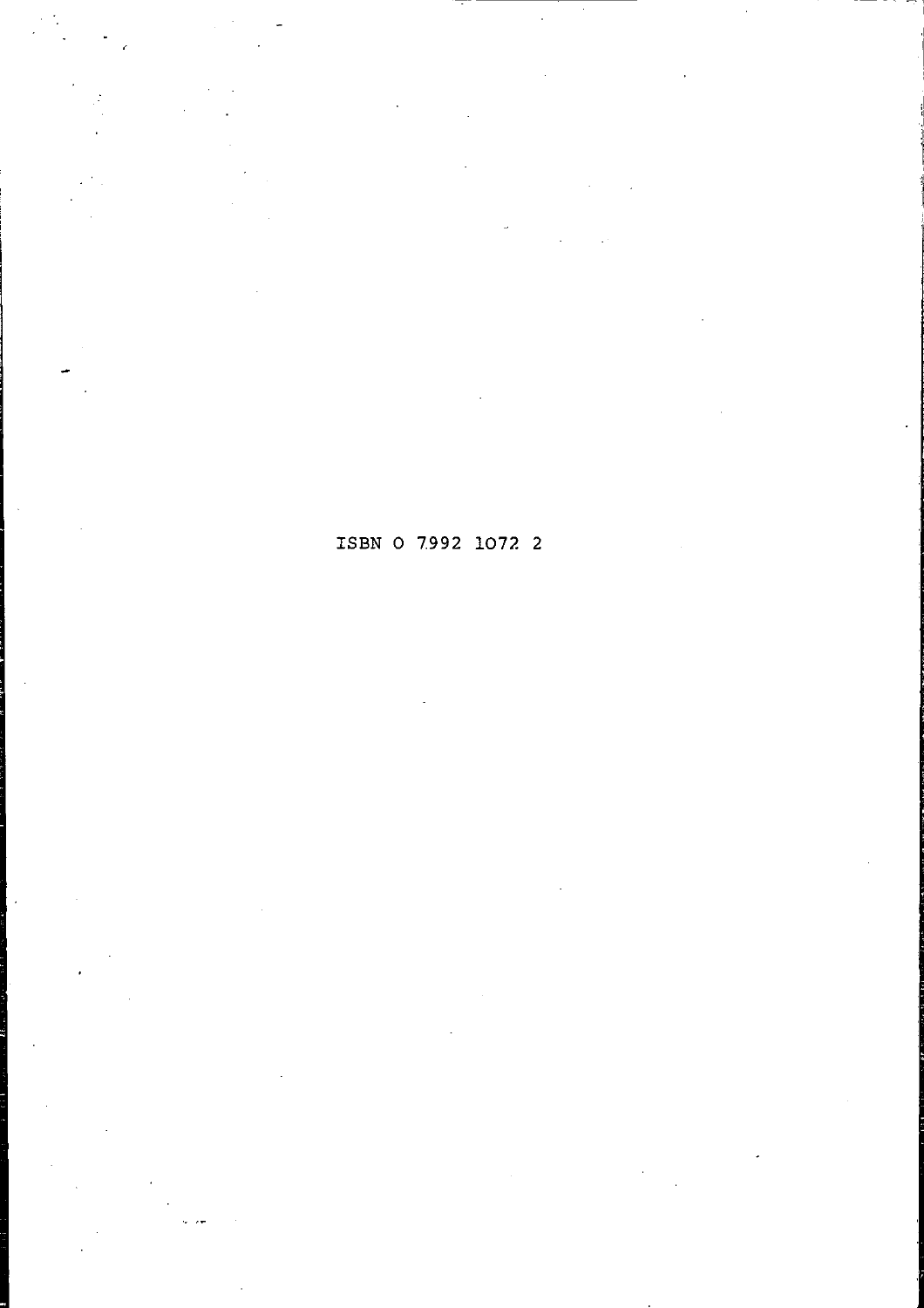ISBN 0 7992 1072 2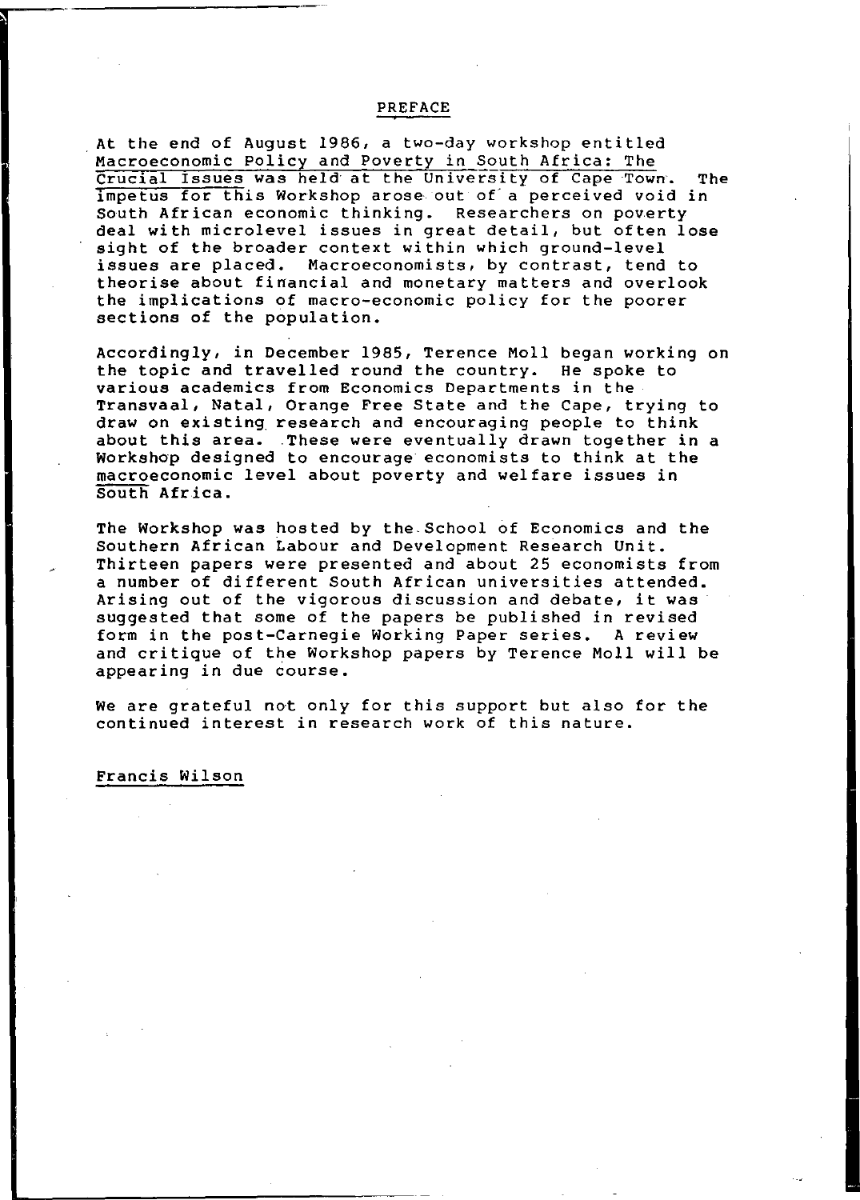## PREFACE

At the end of August 1986, a two-day workshop entitled Macroeconomic Policy and Poverty in South Africa: The Crucial Issues was held at the University of Cape Town. The impetus for this Workshop arose out of a perceived void in South African economic thinking. Researchers on poverty deal with microlevel issues in great detail, but often lose sight of the broader context within which ground-level issues are placed. Macroeconomists, by contrast, tend to theorise about financial and monetary matters and overlook the implications of macro-economic policy for the poorer sections of the population.

Accordingly, in December 1985, Terence Moll began working on the topic and travelled round the country. He spoke to various academics from Economics Departments in the Transvaal, Natal, Orange Free State and the Cape, trying to draw on existing research and encouraging people to think about this area. These were eventually drawn together in a Workshop designed to encourage economists to think at the macroeconomic level about poverty and welfare issues in South Africa.

The Workshop was hosted by the School of Economics and the Southern African Labour and Development Research Unit. Thirteen papers were presented and about 25 economists from a number of different South African universities attended. Arising out of the vigorous discussion and debate, it was suggested that some of the papers be published in revised form in the post-Carnegie Working Paper series. A review and critique of the Workshop papers by Terence Moll will be appearing in due course.

We are grateful not only for this support but also for the continued interest in research work of this nature.

Francis Wilson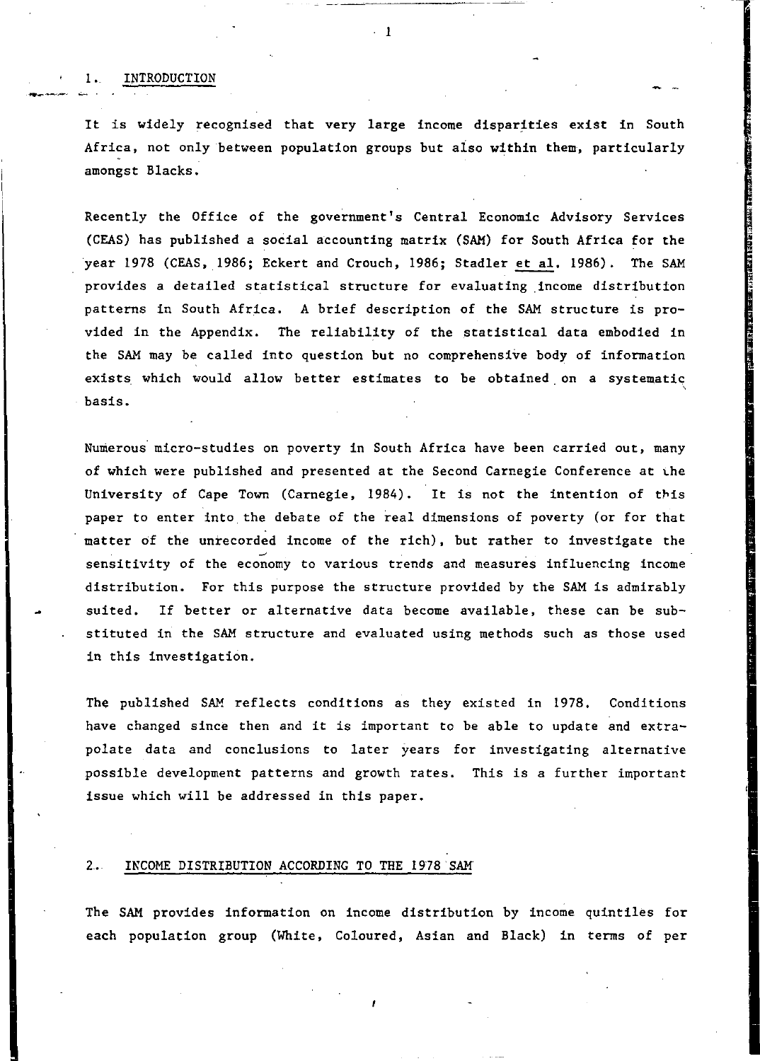## 1. INTRODUCTION

It is widely recognised that very large income disparities exist in South Africa, not only between population groups but also within them, particularly amongst Blacks.

Recently the Office of the government's Central Economic Advisory Services (CEAS) has published a social accounting matrix (SAM) for South Africa for the year 1978 (CEAS, 1986; Eckert and Crouch, 1986; Stadler et al. 1986). The SAM provides a detailed statistical structure for evaluating income distribution patterns in South Africa. A brief description of the SAM structure is provided in the Appendix. The reliability of the statistical data embodied in the SAM may be called into question but no comprehensive body of information exists which would allow better estimates to be obtained on a systematic basis.

Numerous micro-studies on poverty in South Africa have been carried out, many of which were published and presented at the Second Carnegie Conference at the University of Cape Town (Carnegie, 1984). It is not the intention of this paper to enter into the debate of the real dimensions of poverty (or for that matter of the unrecorded income of the rich), but rather to investigate the sensitivity of the economy to various trends and measures influencing income distribution. For this purpose the structure provided by the SAM is admirably suited. If better or alternative data become available, these can be substituted in the SAM structure and evaluated using methods such as those used in this investigation.

The published SAM reflects conditions as they existed in 1978. Conditions have changed since then and it is important to be able to update and extrapolate data and conclusions to later years for investigating alternative possible development patterns and growth rates. This is a further important issue which will be addressed in this paper.

## 2. INCOME DISTRIBUTION ACCORDING TO THE 1978 SAM

The SAM provides information on income distribution by income quintiles for each population group (White, Coloured, Asian and Black) in terms of per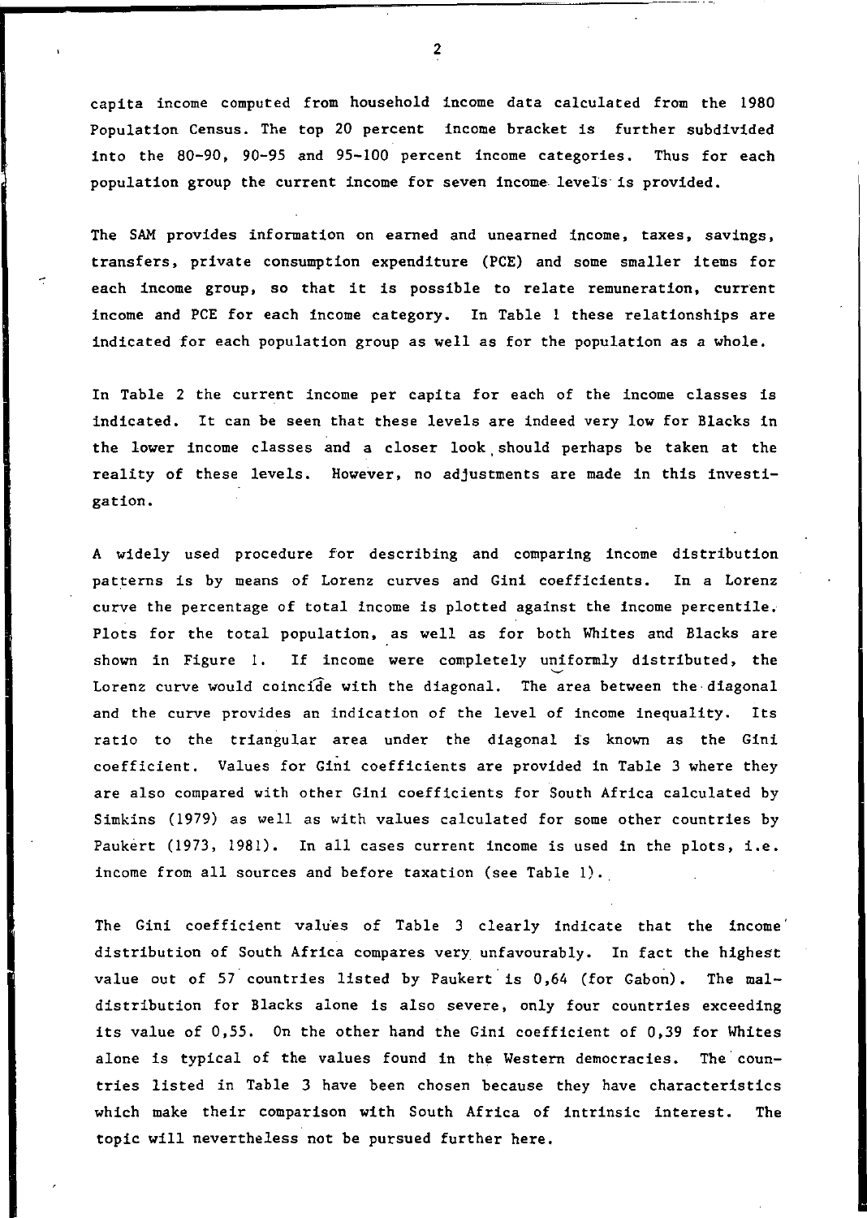capita income computed from household income data calculated from the 1980 Population Census. The top 20 percent income bracket is further subdivided into the 80-90, 90-95 and 95-100 percent income categories. Thus for each population group the current income for seven income levels is provided.

The SAM provides information on earned and unearned income, taxes, savings, transfers, private consumption expenditure (PCE) and some smaller items for each income group, so that it is possible to relate remuneration, current income and PCE for each income category. In Table 1 these relationships are indicated for each population group as well as for the population as a whole.

In Table 2 the current income per capita for each of the income classes is indicated. It can be seen that these levels are indeed very low for Blacks in the lower income classes and a closer look should perhaps be taken at the reality of these levels. However, no adjustments are made in this investigation.

A widely used procedure for describing and comparing income distribution patterns is by means of Lorenz curves and Gini coefficients. In a Lorenz curve the percentage of total income is plotted against the income percentile. Plots for the total population, as well as for both Whites and Blacks are shown in Figure 1. If income were completely uniformly distributed, the Lorenz curve would coincide with the diagonal. The area between the diagonal and the curve provides an indication of the level of income inequality. Its ratio to the triangular area under the diagonal is known as the Gini coefficient. Values for Gini coefficients are provided in Table 3 where they are also compared with other Gini coefficients for South Africa calculated by Simkins (1979) as well as with values calculated for some other countries by Paukert (1973, 1981). In all cases current income is used in the plots, i.e. income from all sources and before taxation (see Table 1).

The Gini coefficient values of Table 3 clearly indicate that the income distribution of South Africa compares very unfavourably. In fact the highest value out of 57 countries listed by Paukert is 0,64 (for Gabon). The maldistribution for Blacks alone is also severe, only four countries exceeding its value of 0,55. On the other hand the Gini coefficient of 0,39 for Whites alone is typical of the values found in the Western democracies. The countries listed in Table 3 have been chosen because they have characteristics which make their comparison with South Africa of intrinsic interest. The topic will nevertheless not be pursued further here.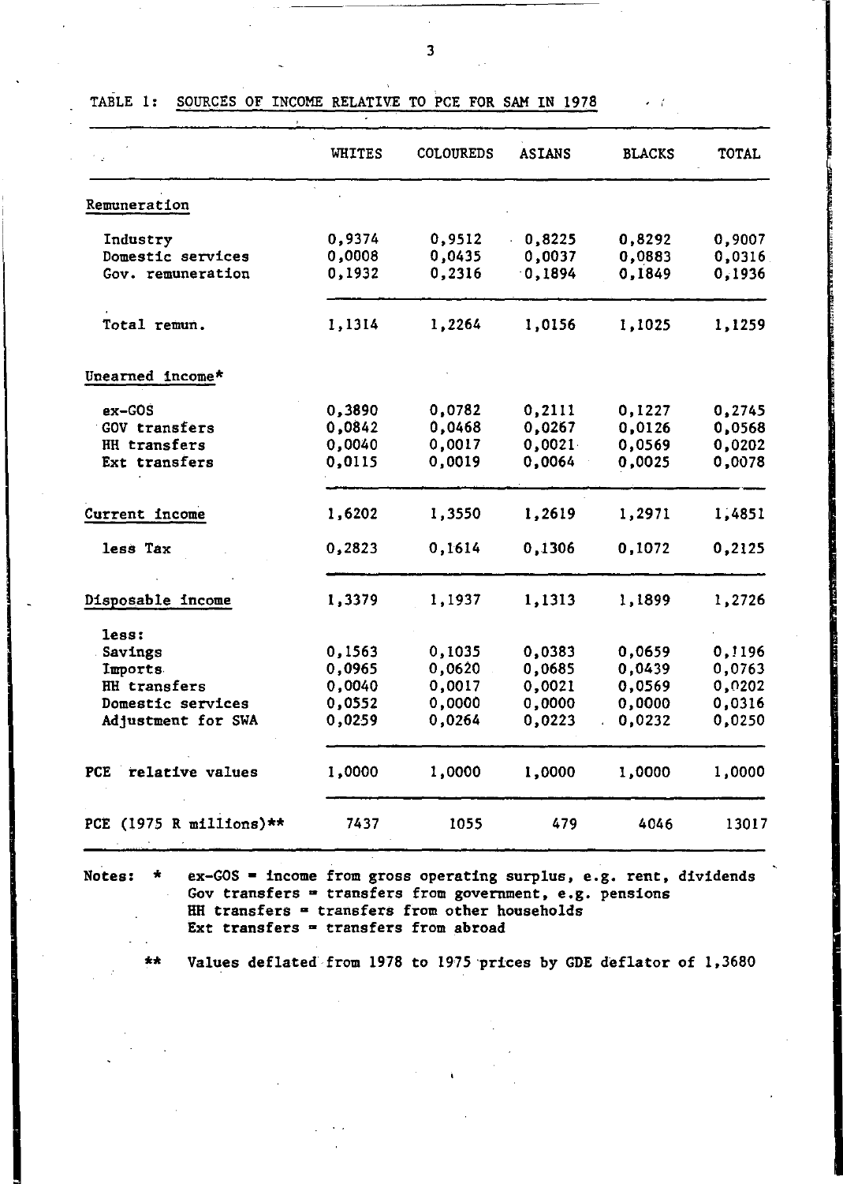TABLE 1: SOURCES OF INCOME RELATIVE TO PCE FOR SAM IN 1978

| | WHITES | COLOUREDS | ASIANS | BLACKS | TOTAL |
|---|---|---|---|---|---|
| **Remuneration** | | | | | |
| Industry | 0,9374 | 0,9512 | 0,8225 | 0,8292 | 0,9007 |
| Domestic services | 0,0008 | 0,0435 | 0,0037 | 0,0883 | 0,0316 |
| Gov. remuneration | 0,1932 | 0,2316 | 0,1894 | 0,1849 | 0,1936 |
| Total remun. | 1,1314 | 1,2264 | 1,0156 | 1,1025 | 1,1259 |
| **Unearned income*** | | | | | |
| ex-GOS | 0,3890 | 0,0782 | 0,2111 | 0,1227 | 0,2745 |
| GOV transfers | 0,0842 | 0,0468 | 0,0267 | 0,0126 | 0,0568 |
| HH transfers | 0,0040 | 0,0017 | 0,0021 | 0,0569 | 0,0202 |
| Ext transfers | 0,0115 | 0,0019 | 0,0064 | 0,0025 | 0,0078 |
| **Current income** | 1,6202 | 1,3550 | 1,2619 | 1,2971 | 1,4851 |
| less Tax | 0,2823 | 0,1614 | 0,1306 | 0,1072 | 0,2125 |
| **Disposable income** | 1,3379 | 1,1937 | 1,1313 | 1,1899 | 1,2726 |
| less: | | | | | |
| Savings | 0,1563 | 0,1035 | 0,0383 | 0,0659 | 0,1196 |
| Imports | 0,0965 | 0,0620 | 0,0685 | 0,0439 | 0,0763 |
| HH transfers | 0,0040 | 0,0017 | 0,0021 | 0,0569 | 0,0202 |
| Domestic services | 0,0552 | 0,0000 | 0,0000 | 0,0000 | 0,0316 |
| Adjustment for SWA | 0,0259 | 0,0264 | 0,0223 | 0,0232 | 0,0250 |
| **PCE relative values** | 1,0000 | 1,0000 | 1,0000 | 1,0000 | 1,0000 |
| PCE (1975 R millions)** | 7437 | 1055 | 479 | 4046 | 13017 |

Notes: * ex-GOS = income from gross operating surplus, e.g. rent, dividends
Gov transfers = transfers from government, e.g. pensions
HH transfers = transfers from other households
Ext transfers = transfers from abroad

** Values deflated from 1978 to 1975 prices by GDE deflator of 1,3680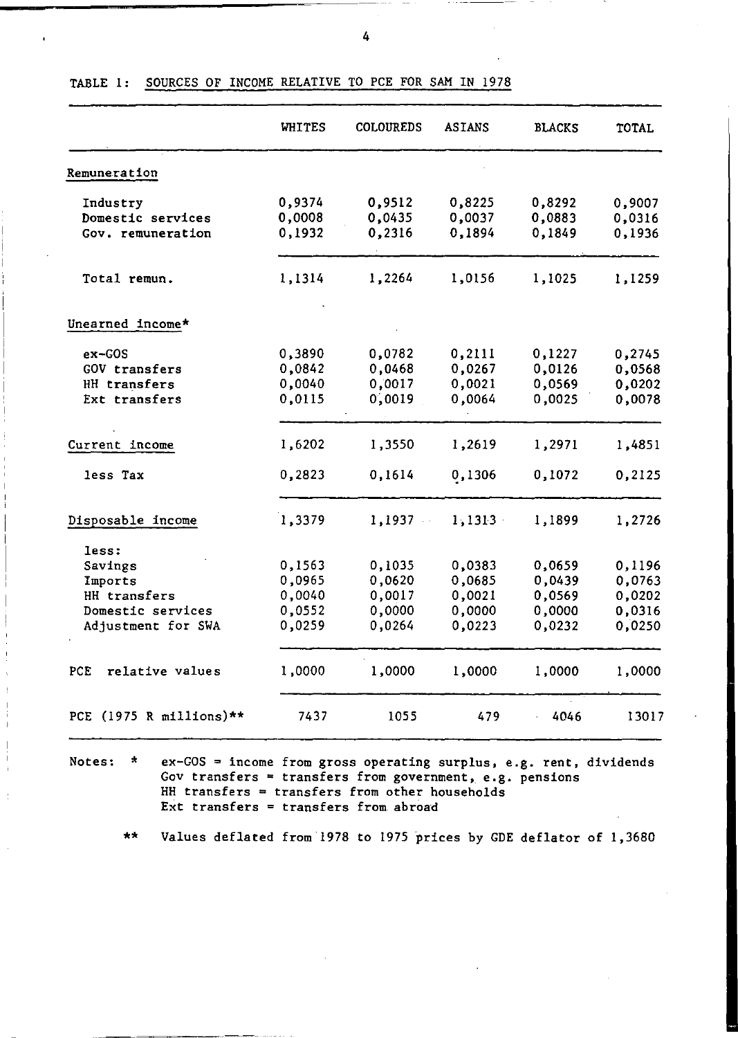TABLE 1: SOURCES OF INCOME RELATIVE TO PCE FOR SAM IN 1978

| | WHITES | COLOUREDS | ASIANS | BLACKS | TOTAL |
|---|---|---|---|---|---|
| Remuneration | | | | | |
| Industry | 0,9374 | 0,9512 | 0,8225 | 0,8292 | 0,9007 |
| Domestic services | 0,0008 | 0,0435 | 0,0037 | 0,0883 | 0,0316 |
| Gov. remuneration | 0,1932 | 0,2316 | 0,1894 | 0,1849 | 0,1936 |
| Total remun. | 1,1314 | 1,2264 | 1,0156 | 1,1025 | 1,1259 |
| Unearned income* | | | | | |
| ex-GOS | 0,3890 | 0,0782 | 0,2111 | 0,1227 | 0,2745 |
| GOV transfers | 0,0842 | 0,0468 | 0,0267 | 0,0126 | 0,0568 |
| HH transfers | 0,0040 | 0,0017 | 0,0021 | 0,0569 | 0,0202 |
| Ext transfers | 0,0115 | 0,0019 | 0,0064 | 0,0025 | 0,0078 |
| Current income | 1,6202 | 1,3550 | 1,2619 | 1,2971 | 1,4851 |
| less Tax | 0,2823 | 0,1614 | 0,1306 | 0,1072 | 0,2125 |
| Disposable income | 1,3379 | 1,1937 | 1,1313 | 1,1899 | 1,2726 |
| less: | | | | | |
| Savings | 0,1563 | 0,1035 | 0,0383 | 0,0659 | 0,1196 |
| Imports | 0,0965 | 0,0620 | 0,0685 | 0,0439 | 0,0763 |
| HH transfers | 0,0040 | 0,0017 | 0,0021 | 0,0569 | 0,0202 |
| Domestic services | 0,0552 | 0,0000 | 0,0000 | 0,0000 | 0,0316 |
| Adjustment for SWA | 0,0259 | 0,0264 | 0,0223 | 0,0232 | 0,0250 |
| PCE relative values | 1,0000 | 1,0000 | 1,0000 | 1,0000 | 1,0000 |
| PCE (1975 R millions)** | 7437 | 1055 | 479 | 4046 | 13017 |

Notes: * ex-GOS = income from gross operating surplus, e.g. rent, dividends
Gov transfers = transfers from government, e.g. pensions
HH transfers = transfers from other households
Ext transfers = transfers from abroad

** Values deflated from 1978 to 1975 prices by GDE deflator of 1,3680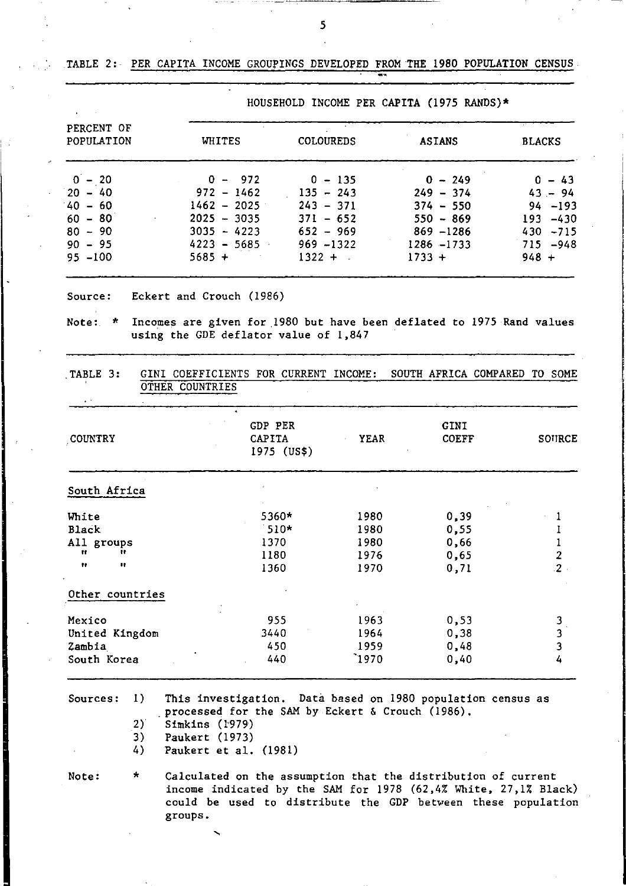TABLE 2: PER CAPITA INCOME GROUPINGS DEVELOPED FROM THE 1980 POPULATION CENSUS

| PERCENT OF POPULATION | HOUSEHOLD INCOME PER CAPITA (1975 RANDS)* | | | |
|---|---|---|---|---|
| | WHITES | COLOUREDS | ASIANS | BLACKS |
| 0 - 20 | 0 - 972 | 0 - 135 | 0 - 249 | 0 - 43 |
| 20 - 40 | 972 - 1462 | 135 - 243 | 249 - 374 | 43 - 94 |
| 40 - 60 | 1462 - 2025 | 243 - 371 | 374 - 550 | 94 -193 |
| 60 - 80 | 2025 - 3035 | 371 - 652 | 550 - 869 | 193 -430 |
| 80 - 90 | 3035 - 4223 | 652 - 969 | 869 -1286 | 430 -715 |
| 90 - 95 | 4223 - 5685 | 969 -1322 | 1286 -1733 | 715 -948 |
| 95 -100 | 5685 + | 1322 + | 1733 + | 948 + |

Source: Eckert and Crouch (1986)

Note: * Incomes are given for 1980 but have been deflated to 1975 Rand values using the GDE deflator value of 1,847

TABLE 3: GINI COEFFICIENTS FOR CURRENT INCOME: SOUTH AFRICA COMPARED TO SOME OTHER COUNTRIES

| COUNTRY | GDP PER CAPITA 1975 (US$) | YEAR | GINI COEFF | SOURCE |
|---|---|---|---|---|
| South Africa | | | | |
| White | 5360* | 1980 | 0,39 | 1 |
| Black | 510* | 1980 | 0,55 | 1 |
| All groups | 1370 | 1980 | 0,66 | 1 |
| " " | 1180 | 1976 | 0,65 | 2 |
| " " | 1360 | 1970 | 0,71 | 2 |
| Other countries | | | | |
| Mexico | 955 | 1963 | 0,53 | 3 |
| United Kingdom | 3440 | 1964 | 0,38 | 3 |
| Zambia | 450 | 1959 | 0,48 | 3 |
| South Korea | 440 | 1970 | 0,40 | 4 |

Sources:
1) This investigation. Data based on 1980 population census as processed for the SAM by Eckert & Crouch (1986).
2) Simkins (1979)
3) Paukert (1973)
4) Paukert et al. (1981)

Note: * Calculated on the assumption that the distribution of current income indicated by the SAM for 1978 (62,4% White, 27,1% Black) could be used to distribute the GDP between these population groups.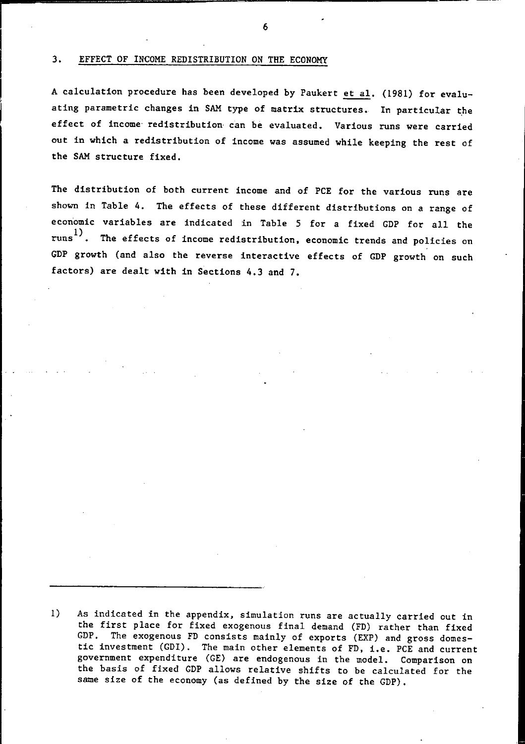## 3. EFFECT OF INCOME REDISTRIBUTION ON THE ECONOMY

A calculation procedure has been developed by Paukert et al. (1981) for evaluating parametric changes in SAM type of matrix structures. In particular the effect of income redistribution can be evaluated. Various runs were carried out in which a redistribution of income was assumed while keeping the rest of the SAM structure fixed.

The distribution of both current income and of PCE for the various runs are shown in Table 4. The effects of these different distributions on a range of economic variables are indicated in Table 5 for a fixed GDP for all the runs[1]. The effects of income redistribution, economic trends and policies on GDP growth (and also the reverse interactive effects of GDP growth on such factors) are dealt with in Sections 4.3 and 7.

---

1) As indicated in the appendix, simulation runs are actually carried out in the first place for fixed exogenous final demand (FD) rather than fixed GDP. The exogenous FD consists mainly of exports (EXP) and gross domestic investment (GDI). The main other elements of FD, i.e. PCE and current government expenditure (GE) are endogenous in the model. Comparison on the basis of fixed GDP allows relative shifts to be calculated for the same size of the economy (as defined by the size of the GDP).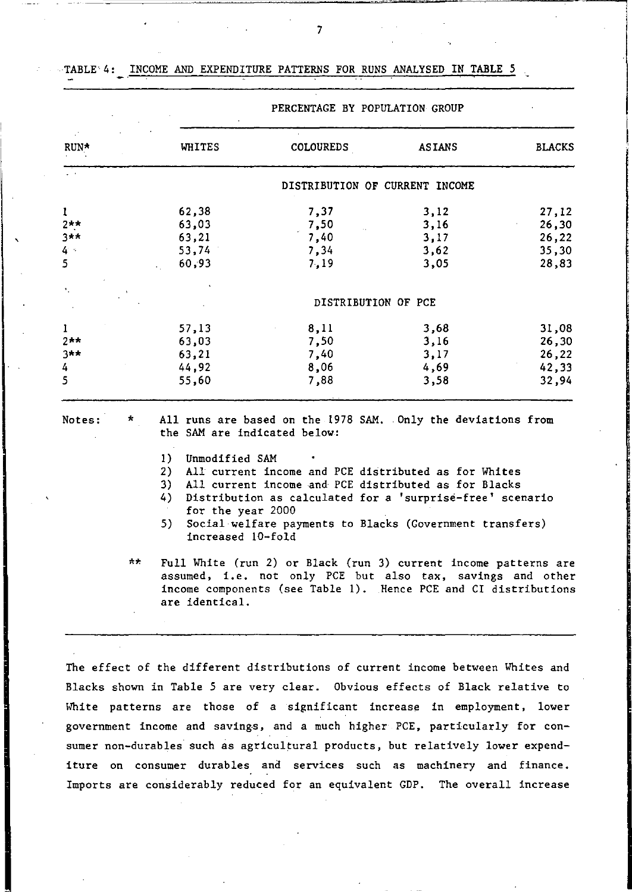TABLE 4: INCOME AND EXPENDITURE PATTERNS FOR RUNS ANALYSED IN TABLE 5

| | PERCENTAGE BY POPULATION GROUP | | | |
|---|---|---|---|---|
| RUN* | WHITES | COLOUREDS | ASIANS | BLACKS |
| | DISTRIBUTION OF CURRENT INCOME | | | |
| 1 | 62,38 | 7,37 | 3,12 | 27,12 |
| 2** | 63,03 | 7,50 | 3,16 | 26,30 |
| 3** | 63,21 | 7,40 | 3,17 | 26,22 |
| 4 | 53,74 | 7,34 | 3,62 | 35,30 |
| 5 | 60,93 | 7,19 | 3,05 | 28,83 |
| | DISTRIBUTION OF PCE | | | |
| 1 | 57,13 | 8,11 | 3,68 | 31,08 |
| 2** | 63,03 | 7,50 | 3,16 | 26,30 |
| 3** | 63,21 | 7,40 | 3,17 | 26,22 |
| 4 | 44,92 | 8,06 | 4,69 | 42,33 |
| 5 | 55,60 | 7,88 | 3,58 | 32,94 |

Notes: * All runs are based on the 1978 SAM. Only the deviations from the SAM are indicated below:

1) Unmodified SAM
2) All current income and PCE distributed as for Whites
3) All current income and PCE distributed as for Blacks
4) Distribution as calculated for a 'surprise-free' scenario for the year 2000
5) Social welfare payments to Blacks (Government transfers) increased 10-fold

** Full White (run 2) or Black (run 3) current income patterns are assumed, i.e. not only PCE but also tax, savings and other income components (see Table 1). Hence PCE and CI distributions are identical.

The effect of the different distributions of current income between Whites and Blacks shown in Table 5 are very clear. Obvious effects of Black relative to White patterns are those of a significant increase in employment, lower government income and savings, and a much higher PCE, particularly for consumer non-durables such as agricultural products, but relatively lower expenditure on consumer durables and services such as machinery and finance. Imports are considerably reduced for an equivalent GDP. The overall increase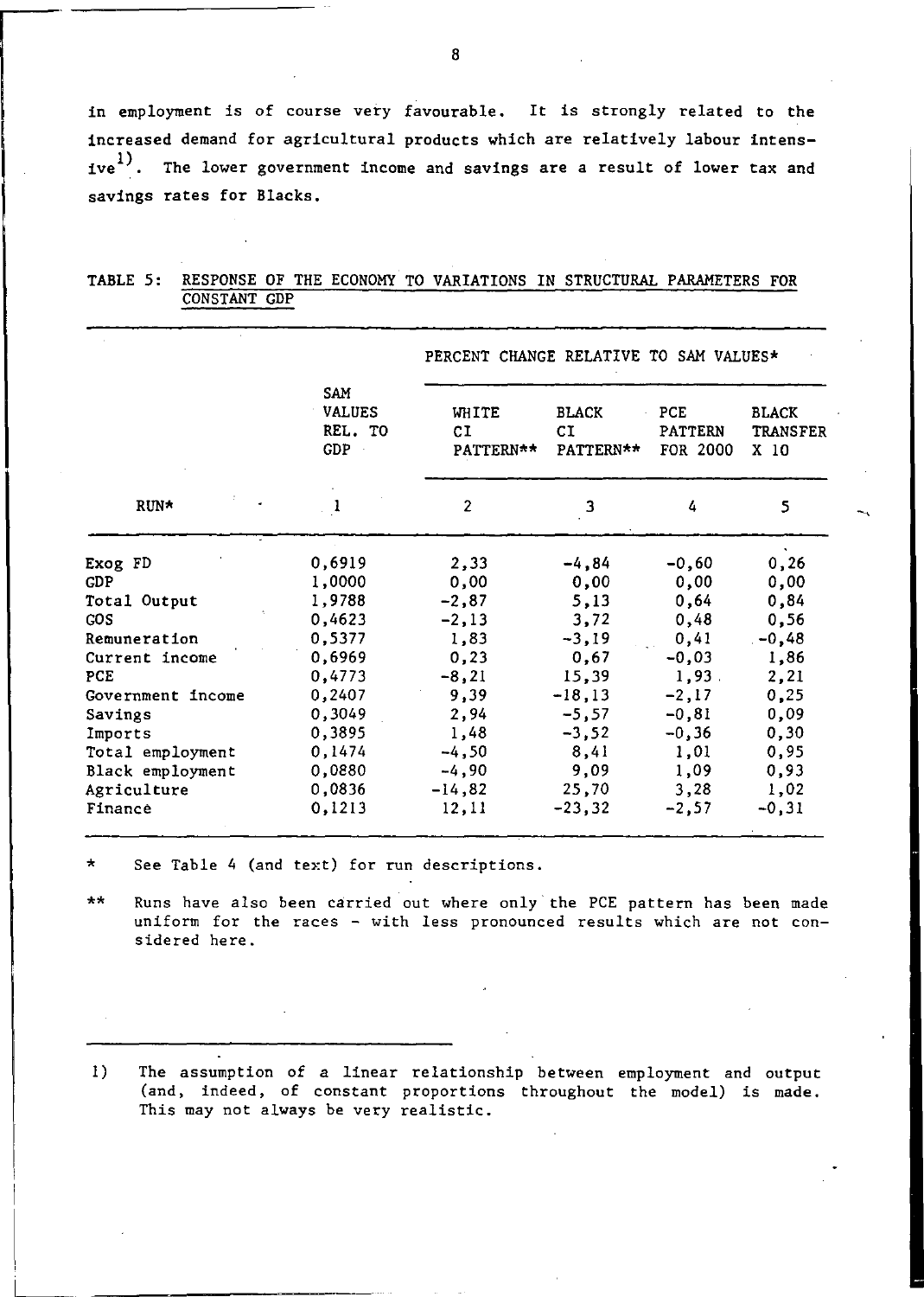in employment is of course very favourable. It is strongly related to the increased demand for agricultural products which are relatively labour intensive[1]. The lower government income and savings are a result of lower tax and savings rates for Blacks.

TABLE 5: RESPONSE OF THE ECONOMY TO VARIATIONS IN STRUCTURAL PARAMETERS FOR CONSTANT GDP

| | SAM VALUES REL. TO GDP | PERCENT CHANGE RELATIVE TO SAM VALUES* | | | |
|---|---|---|---|---|---|
| | | WHITE CI PATTERN** | BLACK CI PATTERN** | PCE PATTERN FOR 2000 | BLACK TRANSFER X 10 |
| RUN* | 1 | 2 | 3 | 4 | 5 |
| Exog FD | 0,6919 | 2,33 | -4,84 | -0,60 | 0,26 |
| GDP | 1,0000 | 0,00 | 0,00 | 0,00 | 0,00 |
| Total Output | 1,9788 | -2,87 | 5,13 | 0,64 | 0,84 |
| GOS | 0,4623 | -2,13 | 3,72 | 0,48 | 0,56 |
| Remuneration | 0,5377 | 1,83 | -3,19 | 0,41 | -0,48 |
| Current income | 0,6969 | 0,23 | 0,67 | -0,03 | 1,86 |
| PCE | 0,4773 | -8,21 | 15,39 | 1,93 | 2,21 |
| Government income | 0,2407 | 9,39 | -18,13 | -2,17 | 0,25 |
| Savings | 0,3049 | 2,94 | -5,57 | -0,81 | 0,09 |
| Imports | 0,3895 | 1,48 | -3,52 | -0,36 | 0,30 |
| Total employment | 0,1474 | -4,50 | 8,41 | 1,01 | 0,95 |
| Black employment | 0,0880 | -4,90 | 9,09 | 1,09 | 0,93 |
| Agriculture | 0,0836 | -14,82 | 25,70 | 3,28 | 1,02 |
| Finance | 0,1213 | 12,11 | -23,32 | -2,57 | -0,31 |

\* See Table 4 (and text) for run descriptions.

\*\* Runs have also been carried out where only the PCE pattern has been made uniform for the races - with less pronounced results which are not considered here.

1) The assumption of a linear relationship between employment and output (and, indeed, of constant proportions throughout the model) is made. This may not always be very realistic.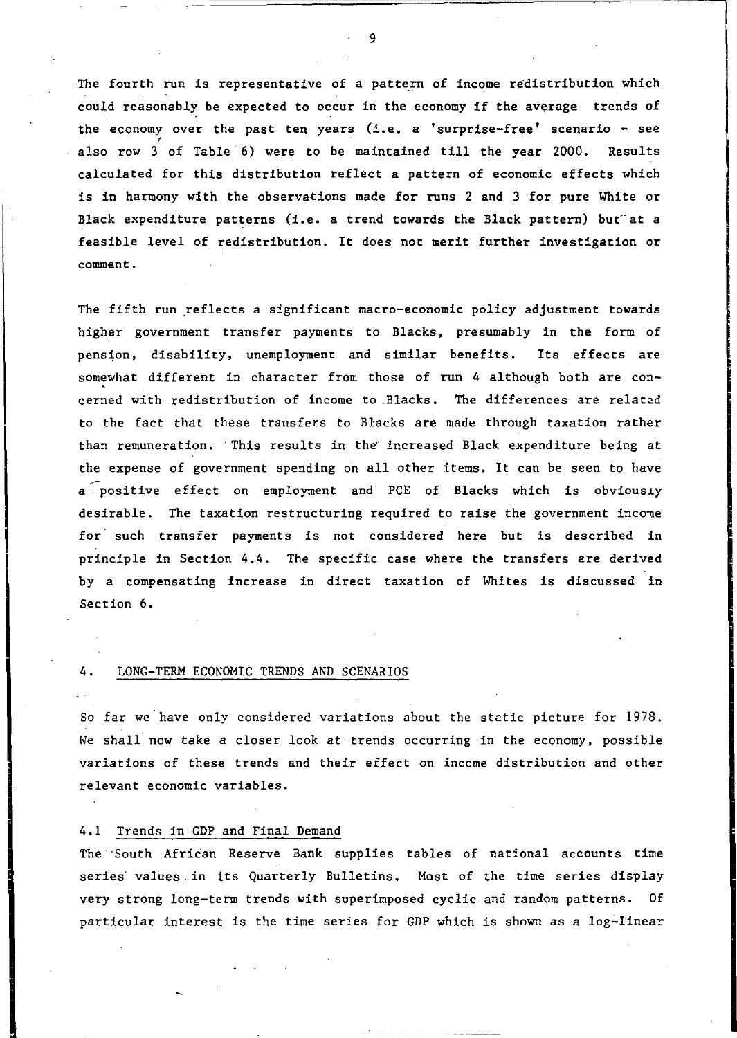The fourth run is representative of a pattern of income redistribution which could reasonably be expected to occur in the economy if the average trends of the economy over the past ten years (i.e. a 'surprise-free' scenario - see also row 3 of Table 6) were to be maintained till the year 2000. Results calculated for this distribution reflect a pattern of economic effects which is in harmony with the observations made for runs 2 and 3 for pure White or Black expenditure patterns (i.e. a trend towards the Black pattern) but at a feasible level of redistribution. It does not merit further investigation or comment.

The fifth run reflects a significant macro-economic policy adjustment towards higher government transfer payments to Blacks, presumably in the form of pension, disability, unemployment and similar benefits. Its effects are somewhat different in character from those of run 4 although both are concerned with redistribution of income to Blacks. The differences are related to the fact that these transfers to Blacks are made through taxation rather than remuneration. This results in the increased Black expenditure being at the expense of government spending on all other items. It can be seen to have a positive effect on employment and PCE of Blacks which is obviously desirable. The taxation restructuring required to raise the government income for such transfer payments is not considered here but is described in principle in Section 4.4. The specific case where the transfers are derived by a compensating increase in direct taxation of Whites is discussed in Section 6.

## 4. LONG-TERM ECONOMIC TRENDS AND SCENARIOS

So far we have only considered variations about the static picture for 1978. We shall now take a closer look at trends occurring in the economy, possible variations of these trends and their effect on income distribution and other relevant economic variables.

### 4.1 Trends in GDP and Final Demand

The South African Reserve Bank supplies tables of national accounts time series values in its Quarterly Bulletins. Most of the time series display very strong long-term trends with superimposed cyclic and random patterns. Of particular interest is the time series for GDP which is shown as a log-linear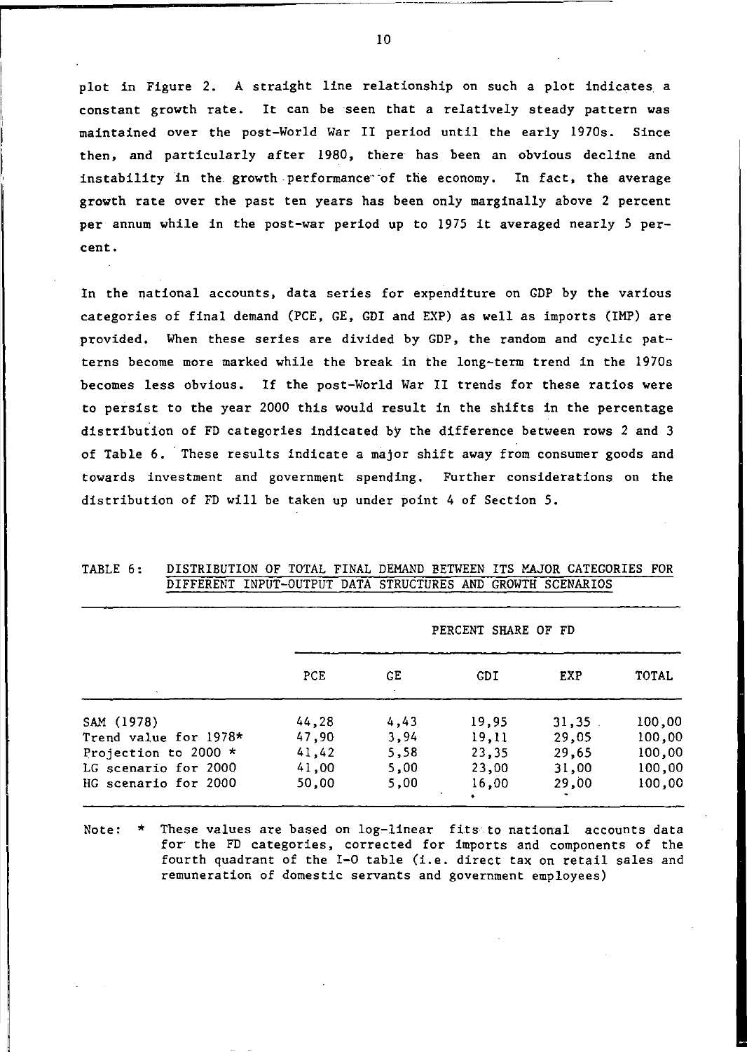plot in Figure 2. A straight line relationship on such a plot indicates a constant growth rate. It can be seen that a relatively steady pattern was maintained over the post-World War II period until the early 1970s. Since then, and particularly after 1980, there has been an obvious decline and instability in the growth performance of the economy. In fact, the average growth rate over the past ten years has been only marginally above 2 percent per annum while in the post-war period up to 1975 it averaged nearly 5 percent.

In the national accounts, data series for expenditure on GDP by the various categories of final demand (PCE, GE, GDI and EXP) as well as imports (IMP) are provided. When these series are divided by GDP, the random and cyclic patterns become more marked while the break in the long-term trend in the 1970s becomes less obvious. If the post-World War II trends for these ratios were to persist to the year 2000 this would result in the shifts in the percentage distribution of FD categories indicated by the difference between rows 2 and 3 of Table 6. These results indicate a major shift away from consumer goods and towards investment and government spending. Further considerations on the distribution of FD will be taken up under point 4 of Section 5.

TABLE 6: DISTRIBUTION OF TOTAL FINAL DEMAND BETWEEN ITS MAJOR CATEGORIES FOR DIFFERENT INPUT-OUTPUT DATA STRUCTURES AND GROWTH SCENARIOS

| | PERCENT SHARE OF FD | | | | |
|---|---|---|---|---|---|
| | PCE | GE | GDI | EXP | TOTAL |
| SAM (1978) | 44,28 | 4,43 | 19,95 | 31,35 | 100,00 |
| Trend value for 1978* | 47,90 | 3,94 | 19,11 | 29,05 | 100,00 |
| Projection to 2000 * | 41,42 | 5,58 | 23,35 | 29,65 | 100,00 |
| LG scenario for 2000 | 41,00 | 5,00 | 23,00 | 31,00 | 100,00 |
| HG scenario for 2000 | 50,00 | 5,00 | 16,00 | 29,00 | 100,00 |

Note: * These values are based on log-linear fits to national accounts data for the FD categories, corrected for imports and components of the fourth quadrant of the I-O table (i.e. direct tax on retail sales and remuneration of domestic servants and government employees)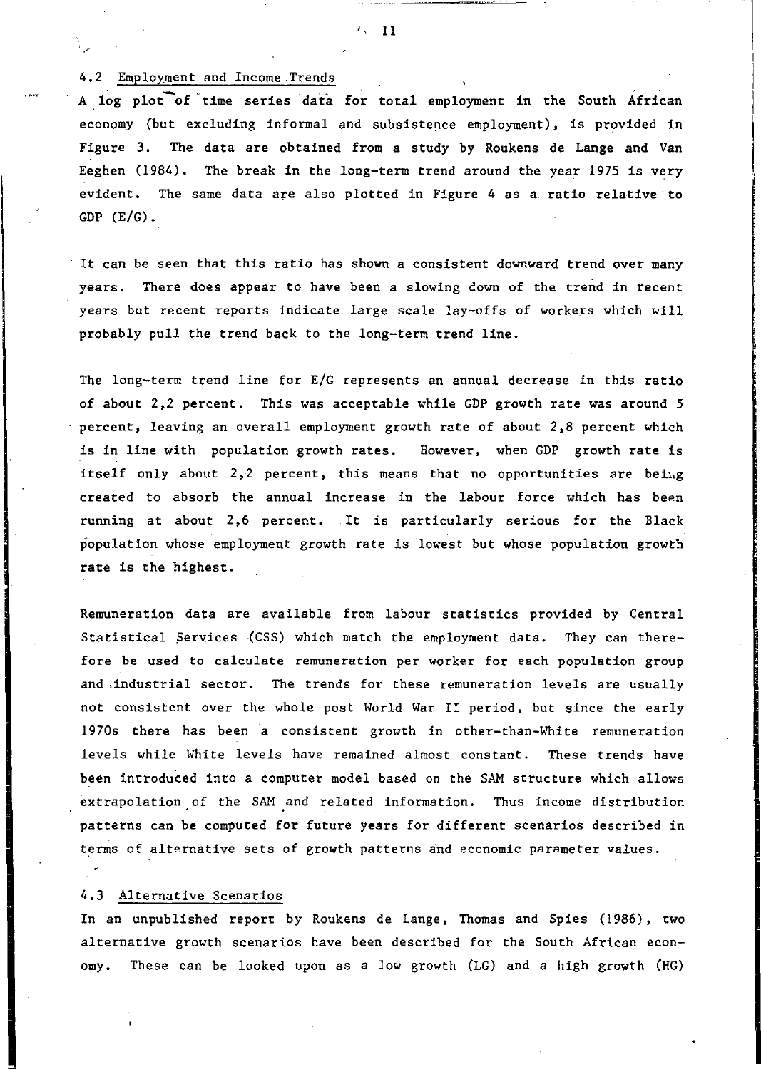### 4.2 Employment and Income Trends

A log plot of time series data for total employment in the South African economy (but excluding informal and subsistence employment), is provided in Figure 3. The data are obtained from a study by Roukens de Lange and Van Eeghen (1984). The break in the long-term trend around the year 1975 is very evident. The same data are also plotted in Figure 4 as a ratio relative to GDP (E/G).

It can be seen that this ratio has shown a consistent downward trend over many years. There does appear to have been a slowing down of the trend in recent years but recent reports indicate large scale lay-offs of workers which will probably pull the trend back to the long-term trend line.

The long-term trend line for E/G represents an annual decrease in this ratio of about 2,2 percent. This was acceptable while GDP growth rate was around 5 percent, leaving an overall employment growth rate of about 2,8 percent which is in line with population growth rates. However, when GDP growth rate is itself only about 2,2 percent, this means that no opportunities are being created to absorb the annual increase in the labour force which has been running at about 2,6 percent. It is particularly serious for the Black population whose employment growth rate is lowest but whose population growth rate is the highest.

Remuneration data are available from labour statistics provided by Central Statistical Services (CSS) which match the employment data. They can therefore be used to calculate remuneration per worker for each population group and industrial sector. The trends for these remuneration levels are usually not consistent over the whole post World War II period, but since the early 1970s there has been a consistent growth in other-than-White remuneration levels while White levels have remained almost constant. These trends have been introduced into a computer model based on the SAM structure which allows extrapolation of the SAM and related information. Thus income distribution patterns can be computed for future years for different scenarios described in terms of alternative sets of growth patterns and economic parameter values.

### 4.3 Alternative Scenarios

In an unpublished report by Roukens de Lange, Thomas and Spies (1986), two alternative growth scenarios have been described for the South African economy. These can be looked upon as a low growth (LG) and a high growth (HG)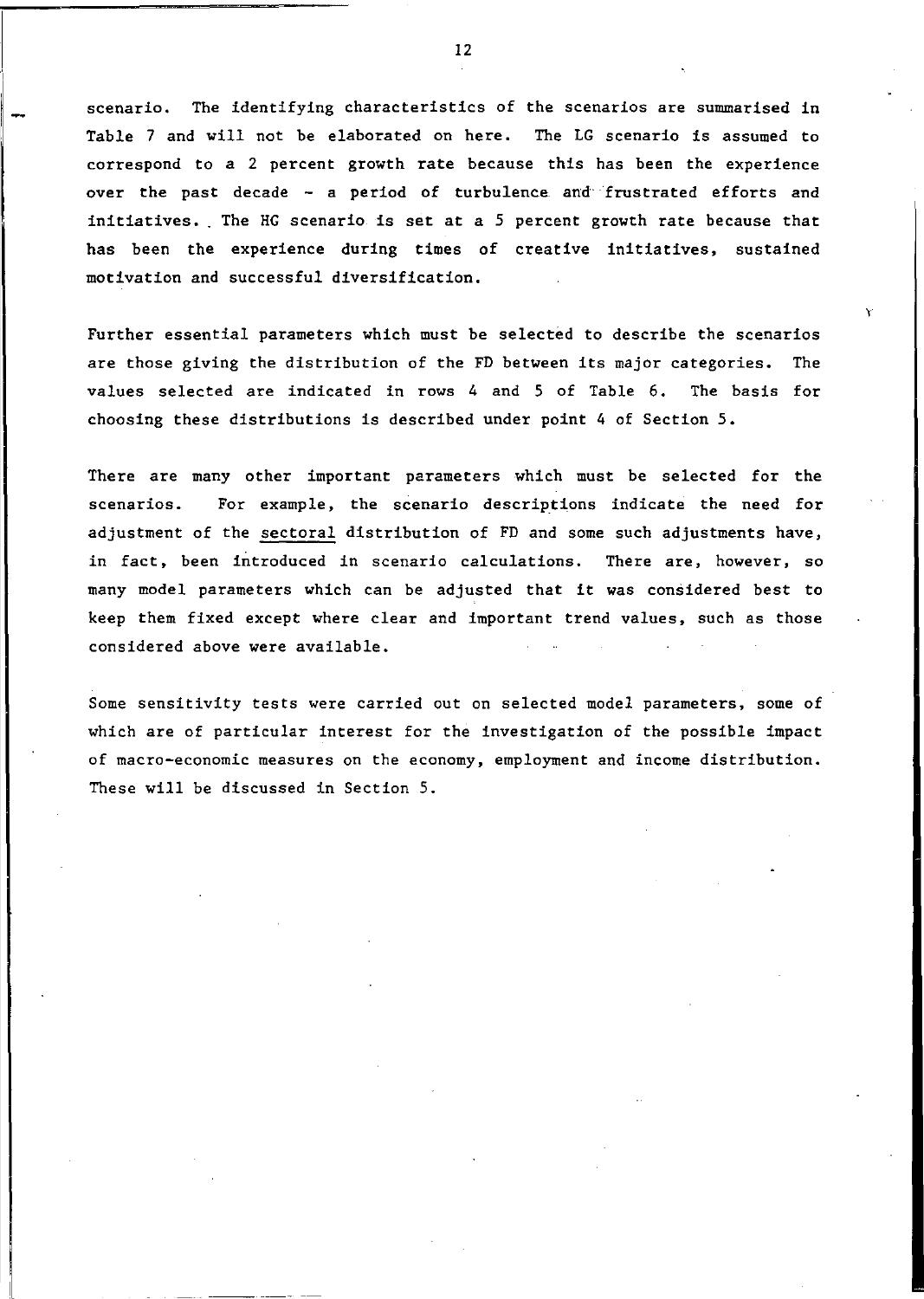scenario. The identifying characteristics of the scenarios are summarised in Table 7 and will not be elaborated on here. The LG scenario is assumed to correspond to a 2 percent growth rate because this has been the experience over the past decade - a period of turbulence and frustrated efforts and initiatives. The HG scenario is set at a 5 percent growth rate because that has been the experience during times of creative initiatives, sustained motivation and successful diversification.

Further essential parameters which must be selected to describe the scenarios are those giving the distribution of the FD between its major categories. The values selected are indicated in rows 4 and 5 of Table 6. The basis for choosing these distributions is described under point 4 of Section 5.

There are many other important parameters which must be selected for the scenarios. For example, the scenario descriptions indicate the need for adjustment of the sectoral distribution of FD and some such adjustments have, in fact, been introduced in scenario calculations. There are, however, so many model parameters which can be adjusted that it was considered best to keep them fixed except where clear and important trend values, such as those considered above were available.

Some sensitivity tests were carried out on selected model parameters, some of which are of particular interest for the investigation of the possible impact of macro-economic measures on the economy, employment and income distribution. These will be discussed in Section 5.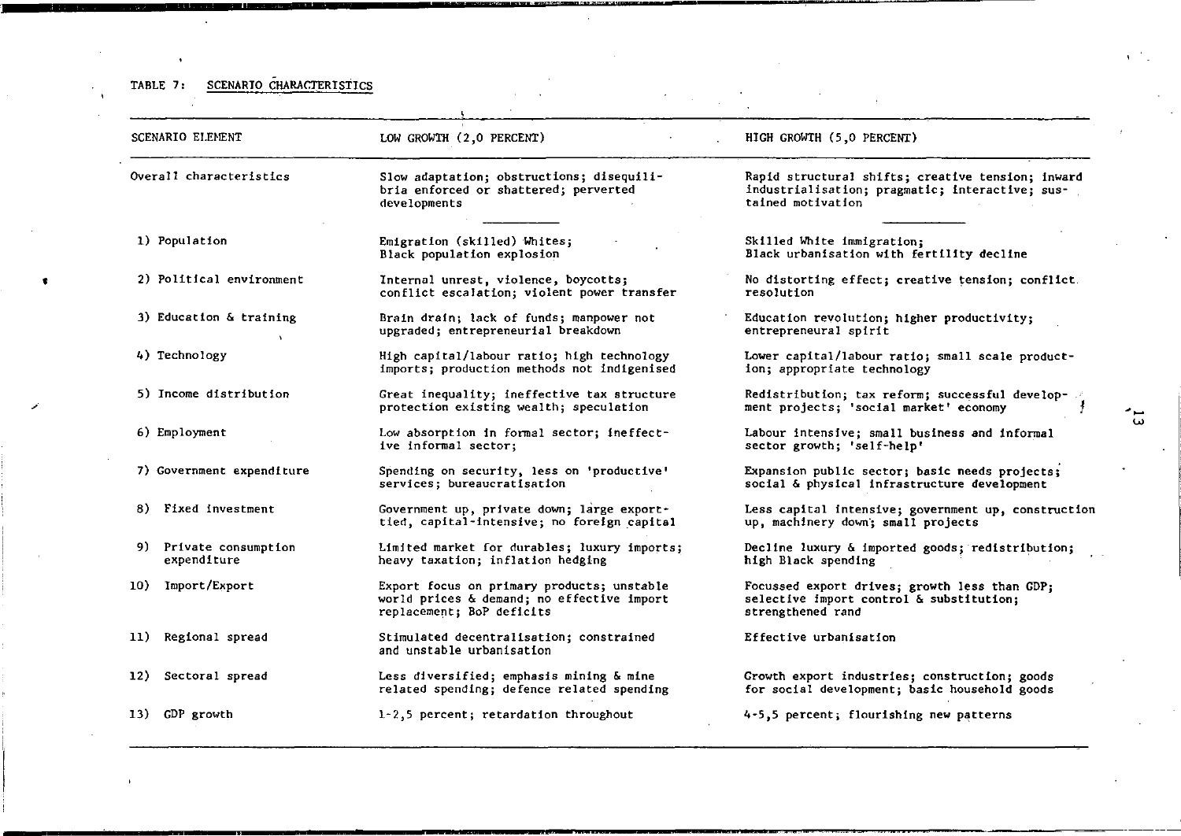TABLE 7: SCENARIO CHARACTERISTICS

| SCENARIO ELEMENT | LOW GROWTH (2,0 PERCENT) | HIGH GROWTH (5,0 PERCENT) |
|---|---|---|
| Overall characteristics | Slow adaptation; obstructions; disequilibria enforced or shattered; perverted developments | Rapid structural shifts; creative tension; inward industrialisation; pragmatic; interactive; sustained motivation |
| 1) Population | Emigration (skilled) Whites; Black population explosion | Skilled White immigration; Black urbanisation with fertility decline |
| 2) Political environment | Internal unrest, violence, boycotts; conflict escalation; violent power transfer | No distorting effect; creative tension; conflict resolution |
| 3) Education & training | Brain drain; lack of funds; manpower not upgraded; entrepreneurial breakdown | Education revolution; higher productivity; entrepreneurial spirit |
| 4) Technology | High capital/labour ratio; high technology imports; production methods not indigenised | Lower capital/labour ratio; small scale production; appropriate technology |
| 5) Income distribution | Great inequality; ineffective tax structure protection existing wealth; speculation | Redistribution; tax reform; successful development projects; 'social market' economy |
| 6) Employment | Low absorption in formal sector; ineffective informal sector; | Labour intensive; small business and informal sector growth; 'self-help' |
| 7) Government expenditure | Spending on security, less on 'productive' services; bureaucratisation | Expansion public sector; basic needs projects; social & physical infrastructure development |
| 8) Fixed investment | Government up, private down; large export-tied, capital-intensive; no foreign capital | Less capital intensive; government up, construction up, machinery down; small projects |
| 9) Private consumption expenditure | Limited market for durables; luxury imports; heavy taxation; inflation hedging | Decline luxury & imported goods; redistribution; high Black spending |
| 10) Import/Export | Export focus on primary products; unstable world prices & demand; no effective import replacement; BoP deficits | Focussed export drives; growth less than GDP; selective import control & substitution; strengthened rand |
| 11) Regional spread | Stimulated decentralisation; constrained and unstable urbanisation | Effective urbanisation |
| 12) Sectoral spread | Less diversified; emphasis mining & mine related spending; defence related spending | Growth export industries; construction; goods for social development; basic household goods |
| 13) GDP growth | 1-2,5 percent; retardation throughout | 4-5,5 percent; flourishing new patterns |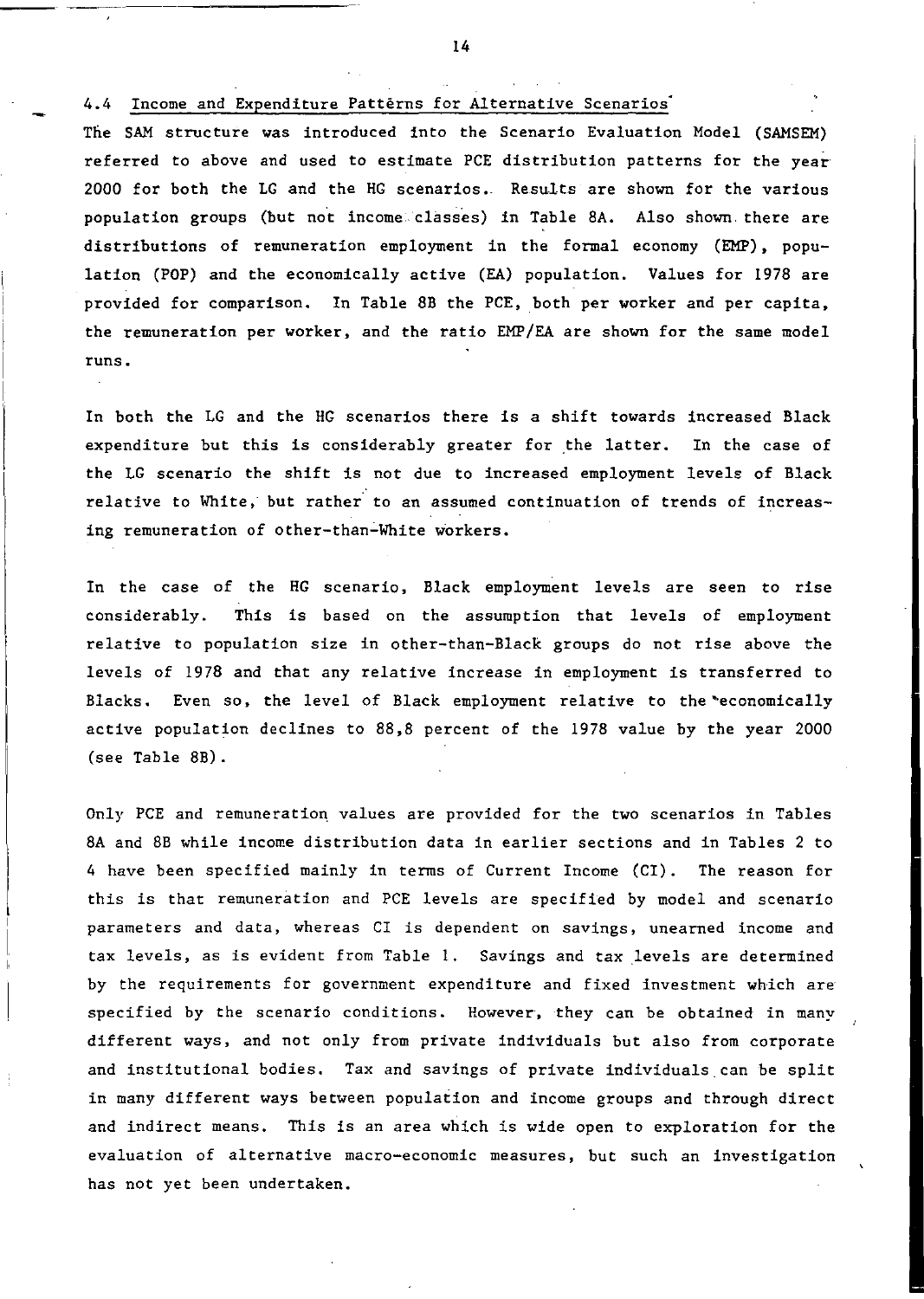### 4.4 Income and Expenditure Patterns for Alternative Scenarios

The SAM structure was introduced into the Scenario Evaluation Model (SAMSEM) referred to above and used to estimate PCE distribution patterns for the year 2000 for both the LG and the HG scenarios. Results are shown for the various population groups (but not income classes) in Table 8A. Also shown there are distributions of remuneration employment in the formal economy (EMP), population (POP) and the economically active (EA) population. Values for 1978 are provided for comparison. In Table 8B the PCE, both per worker and per capita, the remuneration per worker, and the ratio EMP/EA are shown for the same model runs.

In both the LG and the HG scenarios there is a shift towards increased Black expenditure but this is considerably greater for the latter. In the case of the LG scenario the shift is not due to increased employment levels of Black relative to White, but rather to an assumed continuation of trends of increasing remuneration of other-than-White workers.

In the case of the HG scenario, Black employment levels are seen to rise considerably. This is based on the assumption that levels of employment relative to population size in other-than-Black groups do not rise above the levels of 1978 and that any relative increase in employment is transferred to Blacks. Even so, the level of Black employment relative to the economically active population declines to 88,8 percent of the 1978 value by the year 2000 (see Table 8B).

Only PCE and remuneration values are provided for the two scenarios in Tables 8A and 8B while income distribution data in earlier sections and in Tables 2 to 4 have been specified mainly in terms of Current Income (CI). The reason for this is that remuneration and PCE levels are specified by model and scenario parameters and data, whereas CI is dependent on savings, unearned income and tax levels, as is evident from Table 1. Savings and tax levels are determined by the requirements for government expenditure and fixed investment which are specified by the scenario conditions. However, they can be obtained in many different ways, and not only from private individuals but also from corporate and institutional bodies. Tax and savings of private individuals can be split in many different ways between population and income groups and through direct and indirect means. This is an area which is wide open to exploration for the evaluation of alternative macro-economic measures, but such an investigation has not yet been undertaken.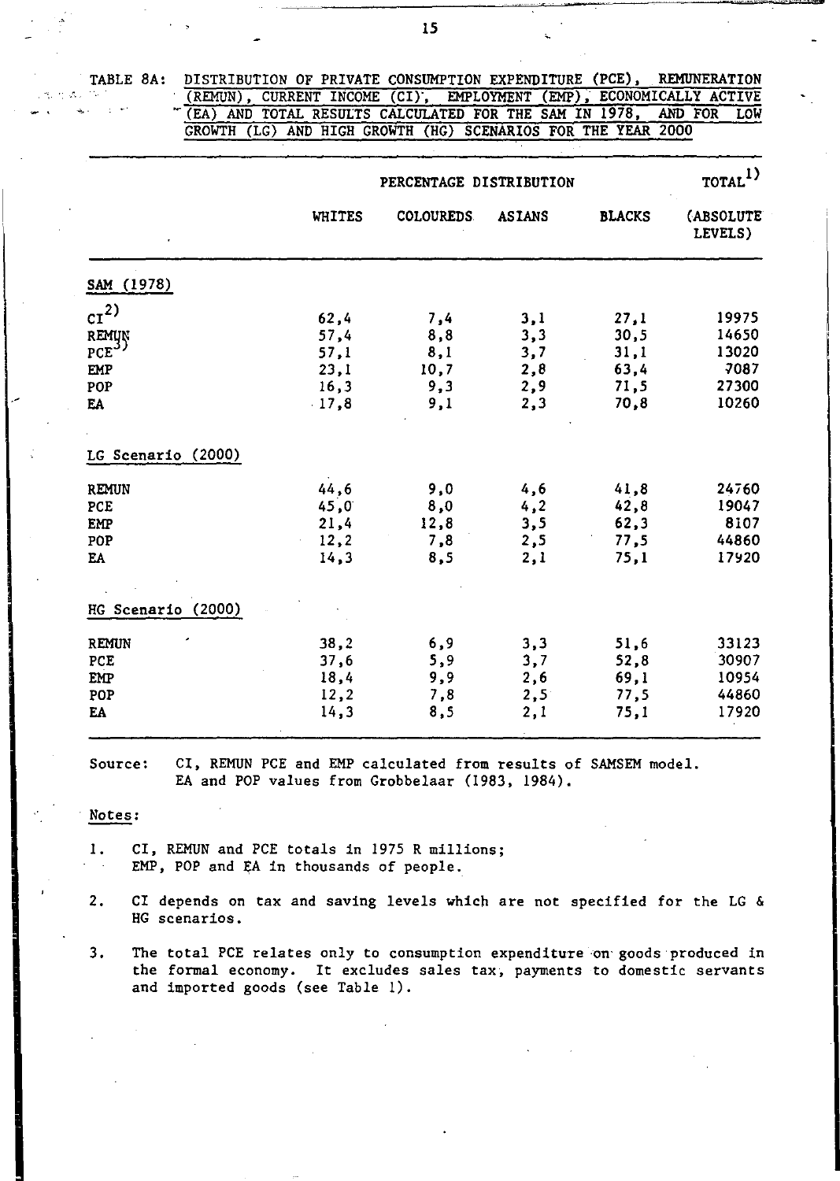TABLE 8A: DISTRIBUTION OF PRIVATE CONSUMPTION EXPENDITURE (PCE), REMUNERATION (REMUN), CURRENT INCOME (CI), EMPLOYMENT (EMP), ECONOMICALLY ACTIVE (EA) AND TOTAL RESULTS CALCULATED FOR THE SAM IN 1978, AND FOR LOW GROWTH (LG) AND HIGH GROWTH (HG) SCENARIOS FOR THE YEAR 2000

| | PERCENTAGE DISTRIBUTION | | | | TOTAL[1] |
|---|---|---|---|---|---|
| | WHITES | COLOUREDS | ASIANS | BLACKS | (ABSOLUTE LEVELS) |
| SAM (1978) | | | | | |
| CI[2] | 62,4 | 7,4 | 3,1 | 27,1 | 19975 |
| REMUN | 57,4 | 8,8 | 3,3 | 30,5 | 14650 |
| PCE[3] | 57,1 | 8,1 | 3,7 | 31,1 | 13020 |
| EMP | 23,1 | 10,7 | 2,8 | 63,4 | 7087 |
| POP | 16,3 | 9,3 | 2,9 | 71,5 | 27300 |
| EA | 17,8 | 9,1 | 2,3 | 70,8 | 10260 |
| LG Scenario (2000) | | | | | |
| REMUN | 44,6 | 9,0 | 4,6 | 41,8 | 24760 |
| PCE | 45,0 | 8,0 | 4,2 | 42,8 | 19047 |
| EMP | 21,4 | 12,8 | 3,5 | 62,3 | 8107 |
| POP | 12,2 | 7,8 | 2,5 | 77,5 | 44860 |
| EA | 14,3 | 8,5 | 2,1 | 75,1 | 17920 |
| HG Scenario (2000) | | | | | |
| REMUN | 38,2 | 6,9 | 3,3 | 51,6 | 33123 |
| PCE | 37,6 | 5,9 | 3,7 | 52,8 | 30907 |
| EMP | 18,4 | 9,9 | 2,6 | 69,1 | 10954 |
| POP | 12,2 | 7,8 | 2,5 | 77,5 | 44860 |
| EA | 14,3 | 8,5 | 2,1 | 75,1 | 17920 |

Source: CI, REMUN PCE and EMP calculated from results of SAMSEM model. EA and POP values from Grobbelaar (1983, 1984).

Notes:

1. CI, REMUN and PCE totals in 1975 R millions; EMP, POP and EA in thousands of people.

2. CI depends on tax and saving levels which are not specified for the LG & HG scenarios.

3. The total PCE relates only to consumption expenditure on goods produced in the formal economy. It excludes sales tax, payments to domestic servants and imported goods (see Table 1).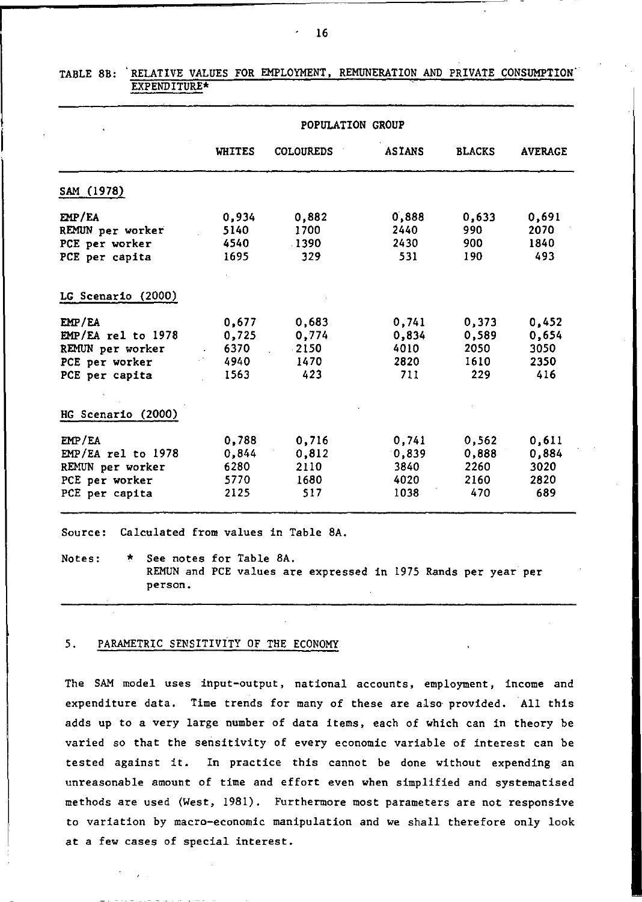TABLE 8B: RELATIVE VALUES FOR EMPLOYMENT, REMUNERATION AND PRIVATE CONSUMPTION EXPENDITURE*

| | POPULATION GROUP | | | | |
|---|---|---|---|---|---|
| | WHITES | COLOUREDS | ASIANS | BLACKS | AVERAGE |
| SAM (1978) | | | | | |
| EMP/EA | 0,934 | 0,882 | 0,888 | 0,633 | 0,691 |
| REMUN per worker | 5140 | 1700 | 2440 | 990 | 2070 |
| PCE per worker | 4540 | 1390 | 2430 | 900 | 1840 |
| PCE per capita | 1695 | 329 | 531 | 190 | 493 |
| LG Scenario (2000) | | | | | |
| EMP/EA | 0,677 | 0,683 | 0,741 | 0,373 | 0,452 |
| EMP/EA rel to 1978 | 0,725 | 0,774 | 0,834 | 0,589 | 0,654 |
| REMUN per worker | 6370 | 2150 | 4010 | 2050 | 3050 |
| PCE per worker | 4940 | 1470 | 2820 | 1610 | 2350 |
| PCE per capita | 1563 | 423 | 711 | 229 | 416 |
| HG Scenario (2000) | | | | | |
| EMP/EA | 0,788 | 0,716 | 0,741 | 0,562 | 0,611 |
| EMP/EA rel to 1978 | 0,844 | 0,812 | 0,839 | 0,888 | 0,884 |
| REMUN per worker | 6280 | 2110 | 3840 | 2260 | 3020 |
| PCE per worker | 5770 | 1680 | 4020 | 2160 | 2820 |
| PCE per capita | 2125 | 517 | 1038 | 470 | 689 |

Source: Calculated from values in Table 8A.

Notes: * See notes for Table 8A.
REMUN and PCE values are expressed in 1975 Rands per year per person.

## 5. PARAMETRIC SENSITIVITY OF THE ECONOMY

The SAM model uses input-output, national accounts, employment, income and expenditure data. Time trends for many of these are also provided. All this adds up to a very large number of data items, each of which can in theory be varied so that the sensitivity of every economic variable of interest can be tested against it. In practice this cannot be done without expending an unreasonable amount of time and effort even when simplified and systematised methods are used (West, 1981). Furthermore most parameters are not responsive to variation by macro-economic manipulation and we shall therefore only look at a few cases of special interest.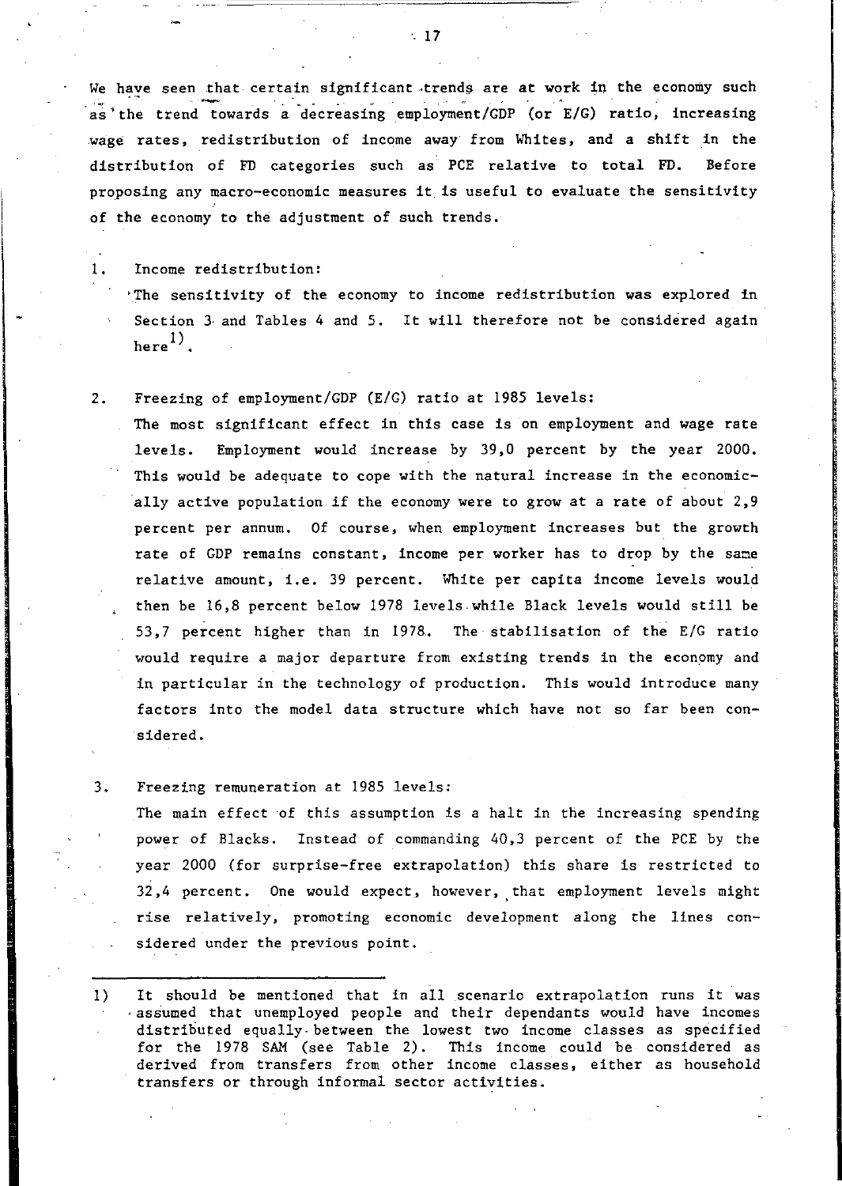We have seen that certain significant trends are at work in the economy such as the trend towards a decreasing employment/GDP (or E/G) ratio, increasing wage rates, redistribution of income away from Whites, and a shift in the distribution of FD categories such as PCE relative to total FD. Before proposing any macro-economic measures it is useful to evaluate the sensitivity of the economy to the adjustment of such trends.

1. Income redistribution:

   The sensitivity of the economy to income redistribution was explored in Section 3 and Tables 4 and 5. It will therefore not be considered again here[1].

2. Freezing of employment/GDP (E/G) ratio at 1985 levels:

   The most significant effect in this case is on employment and wage rate levels. Employment would increase by 39,0 percent by the year 2000. This would be adequate to cope with the natural increase in the economically active population if the economy were to grow at a rate of about 2,9 percent per annum. Of course, when employment increases but the growth rate of GDP remains constant, income per worker has to drop by the same relative amount, i.e. 39 percent. White per capita income levels would then be 16,8 percent below 1978 levels while Black levels would still be 53,7 percent higher than in 1978. The stabilisation of the E/G ratio would require a major departure from existing trends in the economy and in particular in the technology of production. This would introduce many factors into the model data structure which have not so far been considered.

3. Freezing remuneration at 1985 levels:

   The main effect of this assumption is a halt in the increasing spending power of Blacks. Instead of commanding 40,3 percent of the PCE by the year 2000 (for surprise-free extrapolation) this share is restricted to 32,4 percent. One would expect, however, that employment levels might rise relatively, promoting economic development along the lines considered under the previous point.

---

1) It should be mentioned that in all scenario extrapolation runs it was assumed that unemployed people and their dependants would have incomes distributed equally between the lowest two income classes as specified for the 1978 SAM (see Table 2). This income could be considered as derived from transfers from other income classes, either as household transfers or through informal sector activities.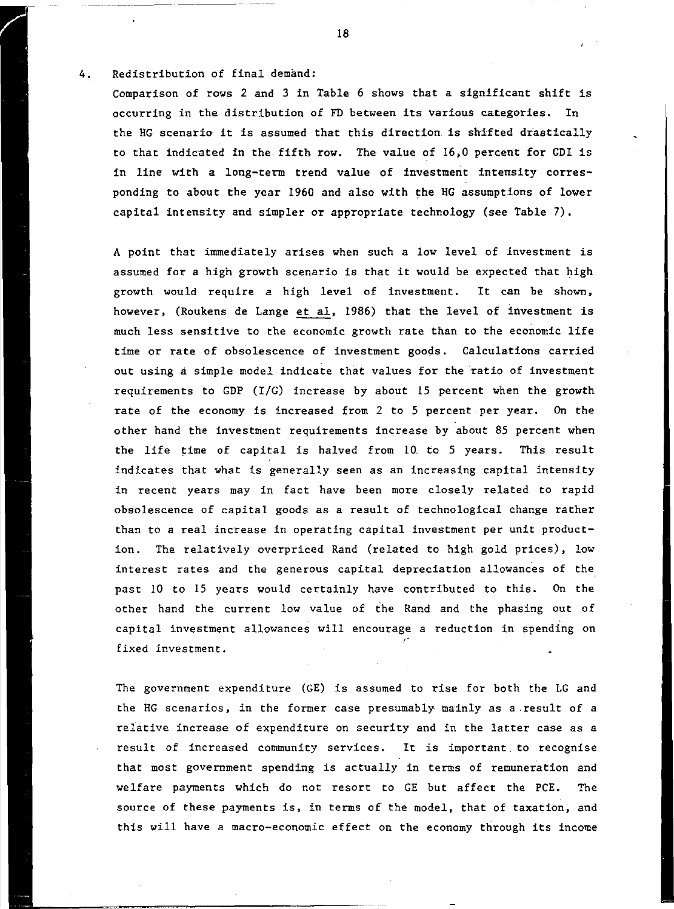4. Redistribution of final demand:

Comparison of rows 2 and 3 in Table 6 shows that a significant shift is occurring in the distribution of FD between its various categories. In the HG scenario it is assumed that this direction is shifted drastically to that indicated in the fifth row. The value of 16,0 percent for GDI is in line with a long-term trend value of investment intensity corresponding to about the year 1960 and also with the HG assumptions of lower capital intensity and simpler or appropriate technology (see Table 7).

A point that immediately arises when such a low level of investment is assumed for a high growth scenario is that it would be expected that high growth would require a high level of investment. It can be shown, however, (Roukens de Lange et al, 1986) that the level of investment is much less sensitive to the economic growth rate than to the economic life time or rate of obsolescence of investment goods. Calculations carried out using a simple model indicate that values for the ratio of investment requirements to GDP (I/G) increase by about 15 percent when the growth rate of the economy is increased from 2 to 5 percent per year. On the other hand the investment requirements increase by about 85 percent when the life time of capital is halved from 10 to 5 years. This result indicates that what is generally seen as an increasing capital intensity in recent years may in fact have been more closely related to rapid obsolescence of capital goods as a result of technological change rather than to a real increase in operating capital investment per unit production. The relatively overpriced Rand (related to high gold prices), low interest rates and the generous capital depreciation allowances of the past 10 to 15 years would certainly have contributed to this. On the other hand the current low value of the Rand and the phasing out of capital investment allowances will encourage a reduction in spending on fixed investment.

The government expenditure (GE) is assumed to rise for both the LG and the HG scenarios, in the former case presumably mainly as a result of a relative increase of expenditure on security and in the latter case as a result of increased community services. It is important to recognise that most government spending is actually in terms of remuneration and welfare payments which do not resort to GE but affect the PCE. The source of these payments is, in terms of the model, that of taxation, and this will have a macro-economic effect on the economy through its income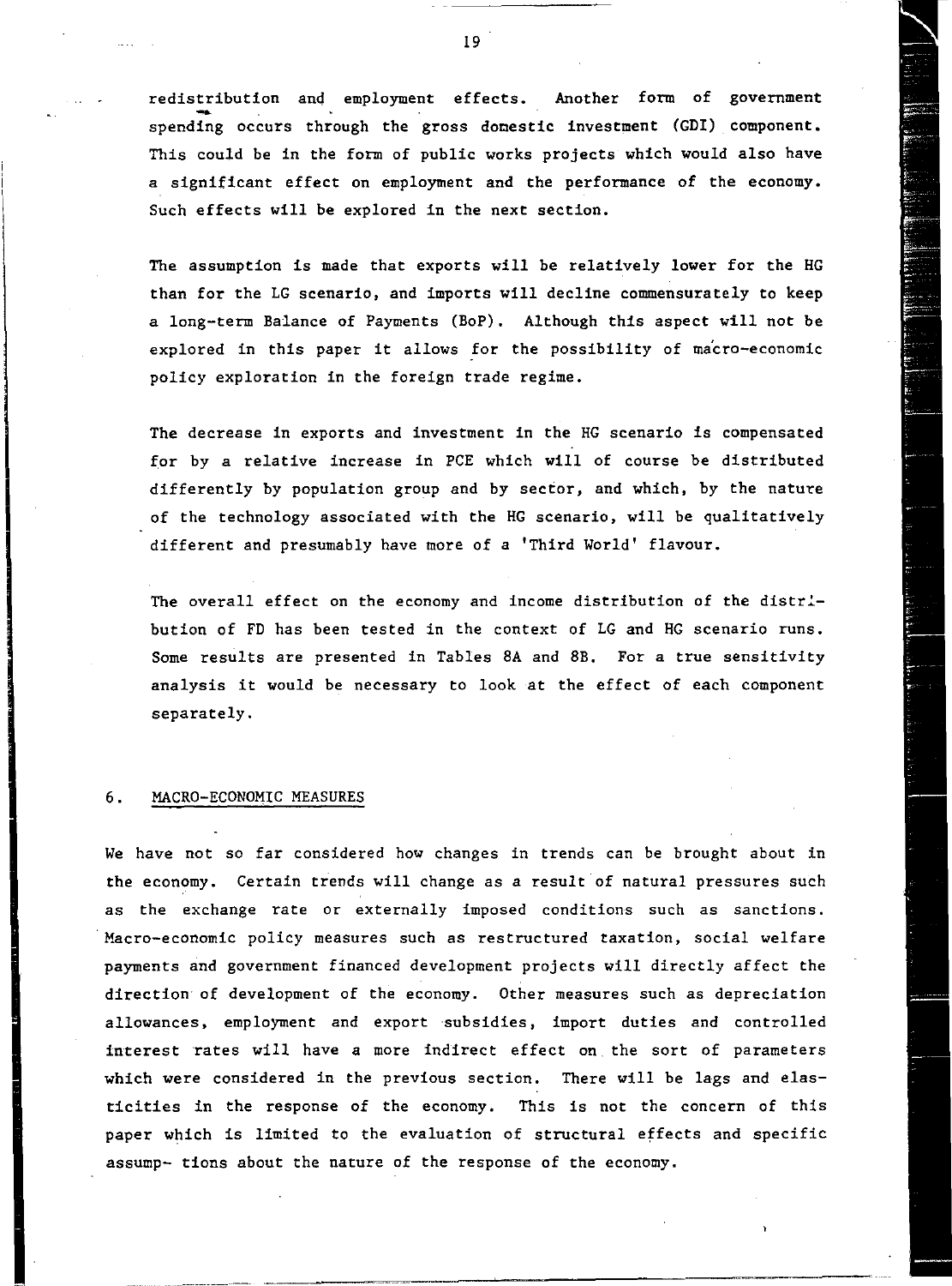redistribution and employment effects. Another form of government spending occurs through the gross domestic investment (GDI) component. This could be in the form of public works projects which would also have a significant effect on employment and the performance of the economy. Such effects will be explored in the next section.

The assumption is made that exports will be relatively lower for the HG than for the LG scenario, and imports will decline commensurately to keep a long-term Balance of Payments (BoP). Although this aspect will not be explored in this paper it allows for the possibility of macro-economic policy exploration in the foreign trade regime.

The decrease in exports and investment in the HG scenario is compensated for by a relative increase in PCE which will of course be distributed differently by population group and by sector, and which, by the nature of the technology associated with the HG scenario, will be qualitatively different and presumably have more of a 'Third World' flavour.

The overall effect on the economy and income distribution of the distribution of FD has been tested in the context of LG and HG scenario runs. Some results are presented in Tables 8A and 8B. For a true sensitivity analysis it would be necessary to look at the effect of each component separately.

## 6. MACRO-ECONOMIC MEASURES

We have not so far considered how changes in trends can be brought about in the economy. Certain trends will change as a result of natural pressures such as the exchange rate or externally imposed conditions such as sanctions. Macro-economic policy measures such as restructured taxation, social welfare payments and government financed development projects will directly affect the direction of development of the economy. Other measures such as depreciation allowances, employment and export subsidies, import duties and controlled interest rates will have a more indirect effect on the sort of parameters which were considered in the previous section. There will be lags and elasticities in the response of the economy. This is not the concern of this paper which is limited to the evaluation of structural effects and specific assump- tions about the nature of the response of the economy.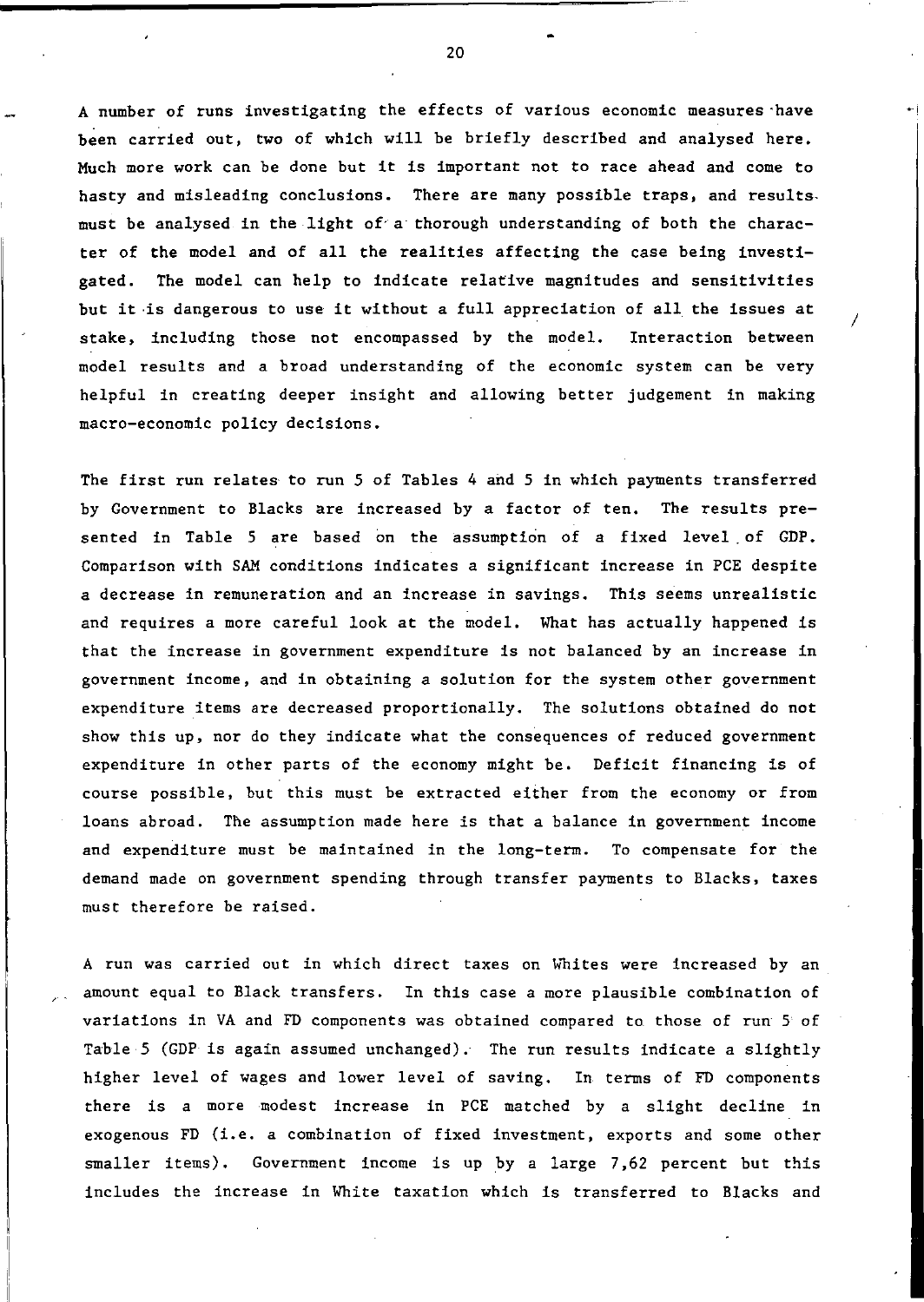A number of runs investigating the effects of various economic measures have been carried out, two of which will be briefly described and analysed here. Much more work can be done but it is important not to race ahead and come to hasty and misleading conclusions. There are many possible traps, and results must be analysed in the light of a thorough understanding of both the character of the model and of all the realities affecting the case being investigated. The model can help to indicate relative magnitudes and sensitivities but it is dangerous to use it without a full appreciation of all the issues at stake, including those not encompassed by the model. Interaction between model results and a broad understanding of the economic system can be very helpful in creating deeper insight and allowing better judgement in making macro-economic policy decisions.

The first run relates to run 5 of Tables 4 and 5 in which payments transferred by Government to Blacks are increased by a factor of ten. The results presented in Table 5 are based on the assumption of a fixed level of GDP. Comparison with SAM conditions indicates a significant increase in PCE despite a decrease in remuneration and an increase in savings. This seems unrealistic and requires a more careful look at the model. What has actually happened is that the increase in government expenditure is not balanced by an increase in government income, and in obtaining a solution for the system other government expenditure items are decreased proportionally. The solutions obtained do not show this up, nor do they indicate what the consequences of reduced government expenditure in other parts of the economy might be. Deficit financing is of course possible, but this must be extracted either from the economy or from loans abroad. The assumption made here is that a balance in government income and expenditure must be maintained in the long-term. To compensate for the demand made on government spending through transfer payments to Blacks, taxes must therefore be raised.

A run was carried out in which direct taxes on Whites were increased by an amount equal to Black transfers. In this case a more plausible combination of variations in VA and FD components was obtained compared to those of run 5 of Table 5 (GDP is again assumed unchanged). The run results indicate a slightly higher level of wages and lower level of saving. In terms of FD components there is a more modest increase in PCE matched by a slight decline in exogenous FD (i.e. a combination of fixed investment, exports and some other smaller items). Government income is up by a large 7,62 percent but this includes the increase in White taxation which is transferred to Blacks and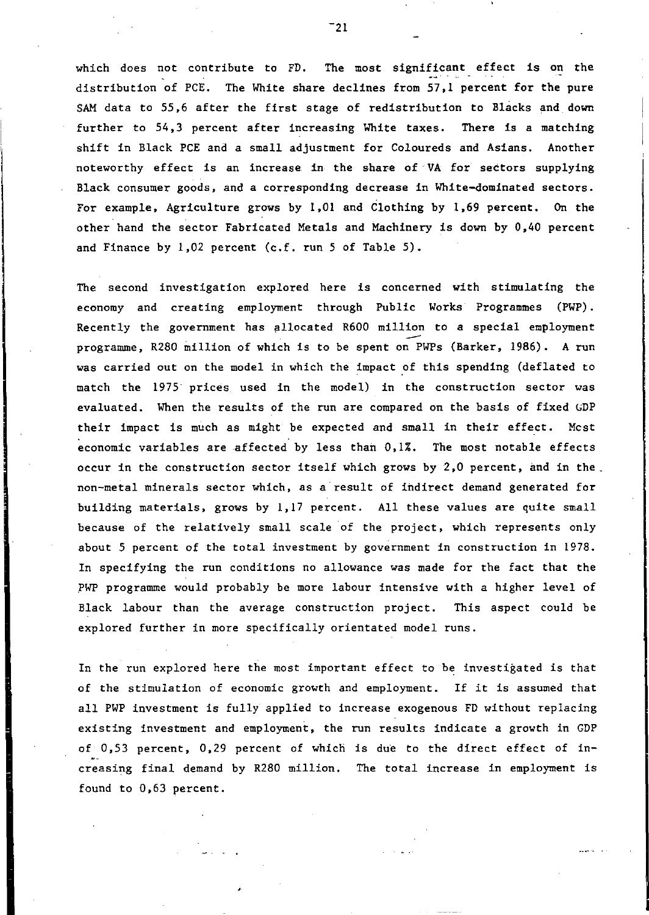which does not contribute to FD. The most significant effect is on the distribution of PCE. The White share declines from 57,1 percent for the pure SAM data to 55,6 after the first stage of redistribution to Blacks and down further to 54,3 percent after increasing White taxes. There is a matching shift in Black PCE and a small adjustment for Coloureds and Asians. Another noteworthy effect is an increase in the share of VA for sectors supplying Black consumer goods, and a corresponding decrease in White-dominated sectors. For example, Agriculture grows by 1,01 and Clothing by 1,69 percent. On the other hand the sector Fabricated Metals and Machinery is down by 0,40 percent and Finance by 1,02 percent (c.f. run 5 of Table 5).

The second investigation explored here is concerned with stimulating the economy and creating employment through Public Works Programmes (PWP). Recently the government has allocated R600 million to a special employment programme, R280 million of which is to be spent on PWPs (Barker, 1986). A run was carried out on the model in which the impact of this spending (deflated to match the 1975 prices used in the model) in the construction sector was evaluated. When the results of the run are compared on the basis of fixed GDP their impact is much as might be expected and small in their effect. Most economic variables are affected by less than 0,1%. The most notable effects occur in the construction sector itself which grows by 2,0 percent, and in the non-metal minerals sector which, as a result of indirect demand generated for building materials, grows by 1,17 percent. All these values are quite small because of the relatively small scale of the project, which represents only about 5 percent of the total investment by government in construction in 1978. In specifying the run conditions no allowance was made for the fact that the PWP programme would probably be more labour intensive with a higher level of Black labour than the average construction project. This aspect could be explored further in more specifically orientated model runs.

In the run explored here the most important effect to be investigated is that of the stimulation of economic growth and employment. If it is assumed that all PWP investment is fully applied to increase exogenous FD without replacing existing investment and employment, the run results indicate a growth in GDP of 0,53 percent, 0,29 percent of which is due to the direct effect of increasing final demand by R280 million. The total increase in employment is found to 0,63 percent.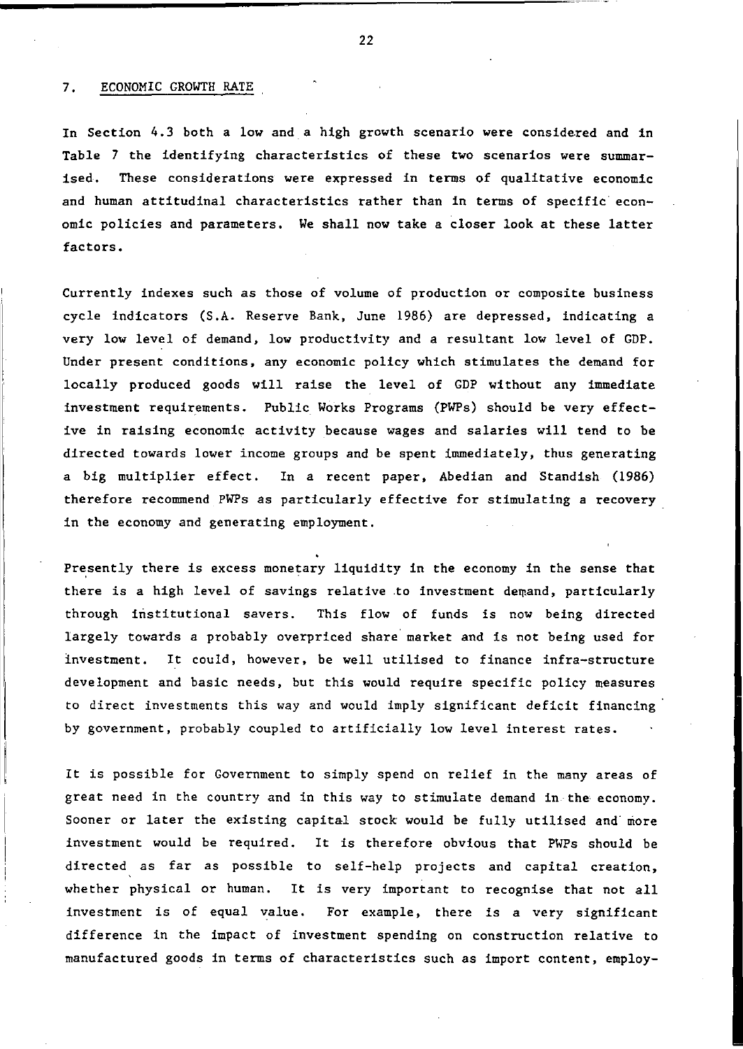## 7. ECONOMIC GROWTH RATE

In Section 4.3 both a low and a high growth scenario were considered and in Table 7 the identifying characteristics of these two scenarios were summarised. These considerations were expressed in terms of qualitative economic and human attitudinal characteristics rather than in terms of specific economic policies and parameters. We shall now take a closer look at these latter factors.

Currently indexes such as those of volume of production or composite business cycle indicators (S.A. Reserve Bank, June 1986) are depressed, indicating a very low level of demand, low productivity and a resultant low level of GDP. Under present conditions, any economic policy which stimulates the demand for locally produced goods will raise the level of GDP without any immediate investment requirements. Public Works Programs (PWPs) should be very effective in raising economic activity because wages and salaries will tend to be directed towards lower income groups and be spent immediately, thus generating a big multiplier effect. In a recent paper, Abedian and Standish (1986) therefore recommend PWPs as particularly effective for stimulating a recovery in the economy and generating employment.

Presently there is excess monetary liquidity in the economy in the sense that there is a high level of savings relative to investment demand, particularly through institutional savers. This flow of funds is now being directed largely towards a probably overpriced share market and is not being used for investment. It could, however, be well utilised to finance infra-structure development and basic needs, but this would require specific policy measures to direct investments this way and would imply significant deficit financing by government, probably coupled to artificially low level interest rates.

It is possible for Government to simply spend on relief in the many areas of great need in the country and in this way to stimulate demand in the economy. Sooner or later the existing capital stock would be fully utilised and more investment would be required. It is therefore obvious that PWPs should be directed as far as possible to self-help projects and capital creation, whether physical or human. It is very important to recognise that not all investment is of equal value. For example, there is a very significant difference in the impact of investment spending on construction relative to manufactured goods in terms of characteristics such as import content, employ-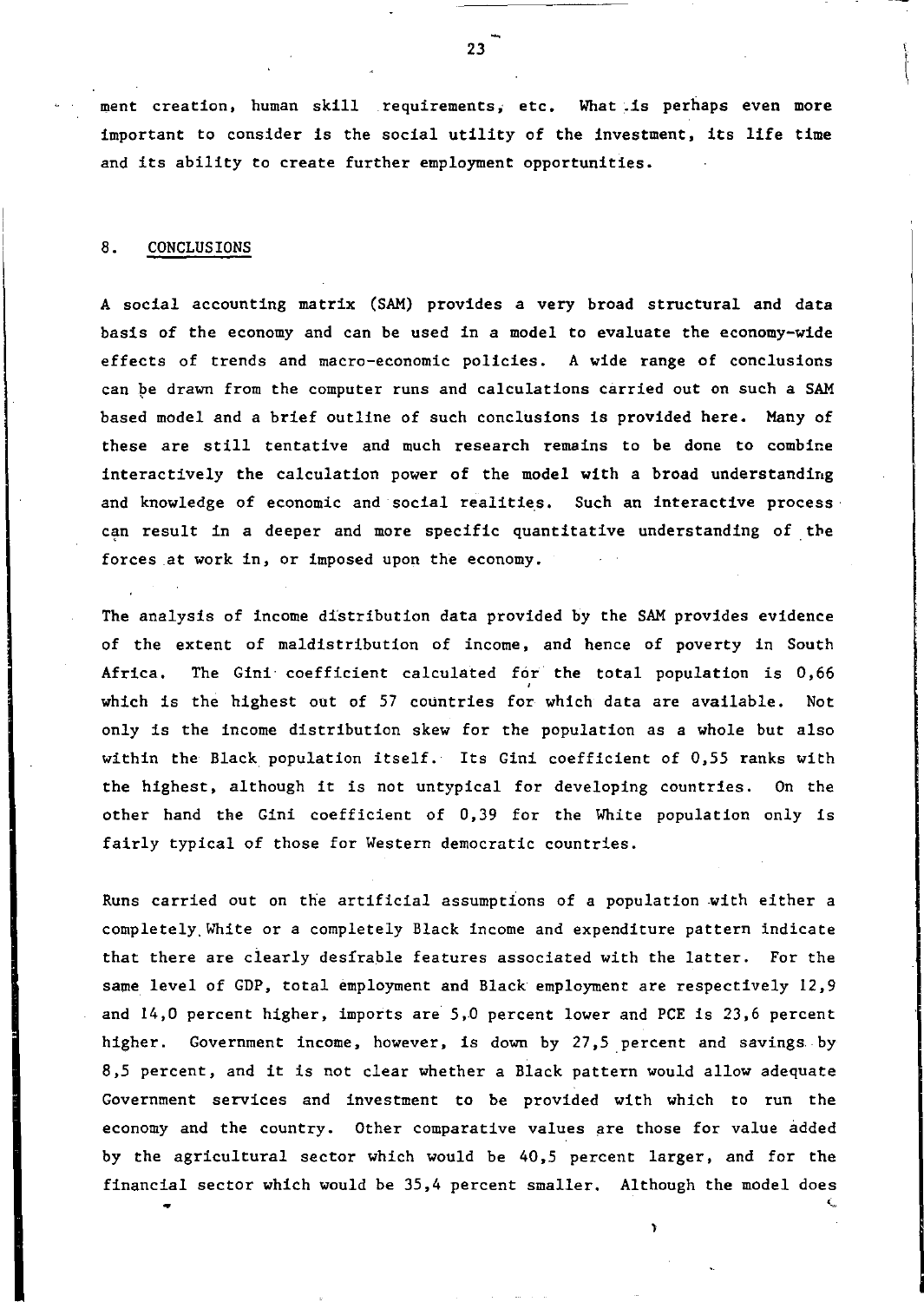ment creation, human skill requirements, etc. What is perhaps even more important to consider is the social utility of the investment, its life time and its ability to create further employment opportunities.

## 8. CONCLUSIONS

A social accounting matrix (SAM) provides a very broad structural and data basis of the economy and can be used in a model to evaluate the economy-wide effects of trends and macro-economic policies. A wide range of conclusions can be drawn from the computer runs and calculations carried out on such a SAM based model and a brief outline of such conclusions is provided here. Many of these are still tentative and much research remains to be done to combine interactively the calculation power of the model with a broad understanding and knowledge of economic and social realities. Such an interactive process can result in a deeper and more specific quantitative understanding of the forces at work in, or imposed upon the economy.

The analysis of income distribution data provided by the SAM provides evidence of the extent of maldistribution of income, and hence of poverty in South Africa. The Gini coefficient calculated for the total population is 0,66 which is the highest out of 57 countries for which data are available. Not only is the income distribution skew for the population as a whole but also within the Black population itself. Its Gini coefficient of 0,55 ranks with the highest, although it is not untypical for developing countries. On the other hand the Gini coefficient of 0,39 for the White population only is fairly typical of those for Western democratic countries.

Runs carried out on the artificial assumptions of a population with either a completely White or a completely Black income and expenditure pattern indicate that there are clearly desirable features associated with the latter. For the same level of GDP, total employment and Black employment are respectively 12,9 and 14,0 percent higher, imports are 5,0 percent lower and PCE is 23,6 percent higher. Government income, however, is down by 27,5 percent and savings by 8,5 percent, and it is not clear whether a Black pattern would allow adequate Government services and investment to be provided with which to run the economy and the country. Other comparative values are those for value added by the agricultural sector which would be 40,5 percent larger, and for the financial sector which would be 35,4 percent smaller. Although the model does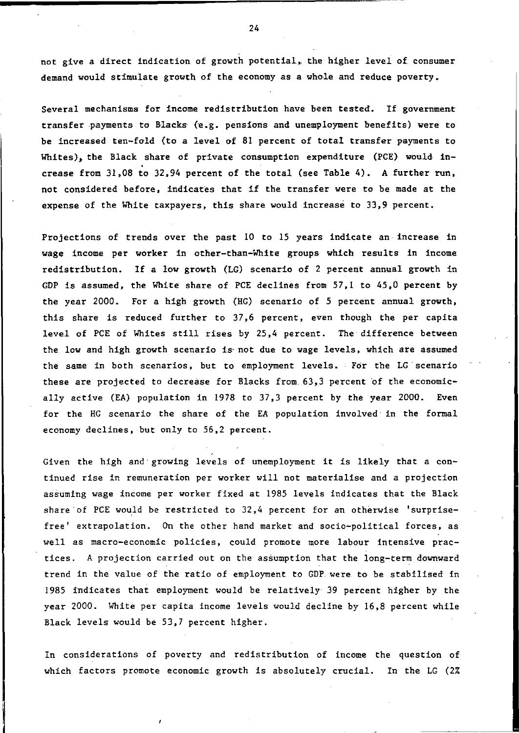not give a direct indication of growth potential, the higher level of consumer demand would stimulate growth of the economy as a whole and reduce poverty.

Several mechanisms for income redistribution have been tested. If government transfer payments to Blacks (e.g. pensions and unemployment benefits) were to be increased ten-fold (to a level of 81 percent of total transfer payments to Whites), the Black share of private consumption expenditure (PCE) would increase from 31,08 to 32,94 percent of the total (see Table 4). A further run, not considered before, indicates that if the transfer were to be made at the expense of the White taxpayers, this share would increase to 33,9 percent.

Projections of trends over the past 10 to 15 years indicate an increase in wage income per worker in other-than-White groups which results in income redistribution. If a low growth (LG) scenario of 2 percent annual growth in GDP is assumed, the White share of PCE declines from 57,1 to 45,0 percent by the year 2000. For a high growth (HG) scenario of 5 percent annual growth, this share is reduced further to 37,6 percent, even though the per capita level of PCE of Whites still rises by 25,4 percent. The difference between the low and high growth scenario is not due to wage levels, which are assumed the same in both scenarios, but to employment levels. For the LG scenario these are projected to decrease for Blacks from 63,3 percent of the economically active (EA) population in 1978 to 37,3 percent by the year 2000. Even for the HG scenario the share of the EA population involved in the formal economy declines, but only to 56,2 percent.

Given the high and growing levels of unemployment it is likely that a continued rise in remuneration per worker will not materialise and a projection assuming wage income per worker fixed at 1985 levels indicates that the Black share of PCE would be restricted to 32,4 percent for an otherwise 'surprise-free' extrapolation. On the other hand market and socio-political forces, as well as macro-economic policies, could promote more labour intensive practices. A projection carried out on the assumption that the long-term downward trend in the value of the ratio of employment to GDP were to be stabilised in 1985 indicates that employment would be relatively 39 percent higher by the year 2000. White per capita income levels would decline by 16,8 percent while Black levels would be 53,7 percent higher.

In considerations of poverty and redistribution of income the question of which factors promote economic growth is absolutely crucial. In the LG (2%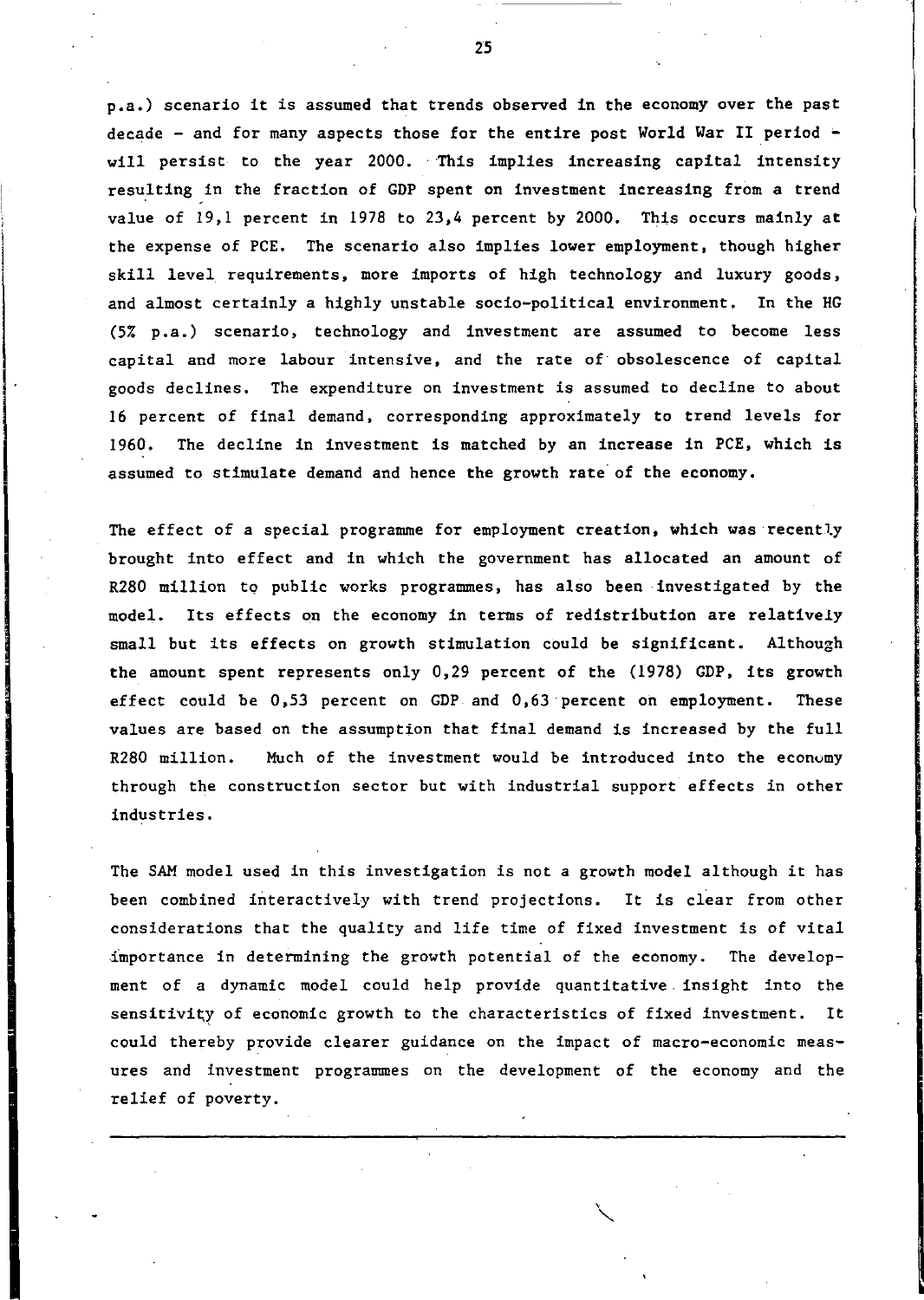p.a.) scenario it is assumed that trends observed in the economy over the past decade - and for many aspects those for the entire post World War II period - will persist to the year 2000. This implies increasing capital intensity resulting in the fraction of GDP spent on investment increasing from a trend value of 19,1 percent in 1978 to 23,4 percent by 2000. This occurs mainly at the expense of PCE. The scenario also implies lower employment, though higher skill level requirements, more imports of high technology and luxury goods, and almost certainly a highly unstable socio-political environment. In the HG (5% p.a.) scenario, technology and investment are assumed to become less capital and more labour intensive, and the rate of obsolescence of capital goods declines. The expenditure on investment is assumed to decline to about 16 percent of final demand, corresponding approximately to trend levels for 1960. The decline in investment is matched by an increase in PCE, which is assumed to stimulate demand and hence the growth rate of the economy.

The effect of a special programme for employment creation, which was recently brought into effect and in which the government has allocated an amount of R280 million to public works programmes, has also been investigated by the model. Its effects on the economy in terms of redistribution are relatively small but its effects on growth stimulation could be significant. Although the amount spent represents only 0,29 percent of the (1978) GDP, its growth effect could be 0,53 percent on GDP and 0,63 percent on employment. These values are based on the assumption that final demand is increased by the full R280 million. Much of the investment would be introduced into the economy through the construction sector but with industrial support effects in other industries.

The SAM model used in this investigation is not a growth model although it has been combined interactively with trend projections. It is clear from other considerations that the quality and life time of fixed investment is of vital importance in determining the growth potential of the economy. The development of a dynamic model could help provide quantitative insight into the sensitivity of economic growth to the characteristics of fixed investment. It could thereby provide clearer guidance on the impact of macro-economic measures and investment programmes on the development of the economy and the relief of poverty.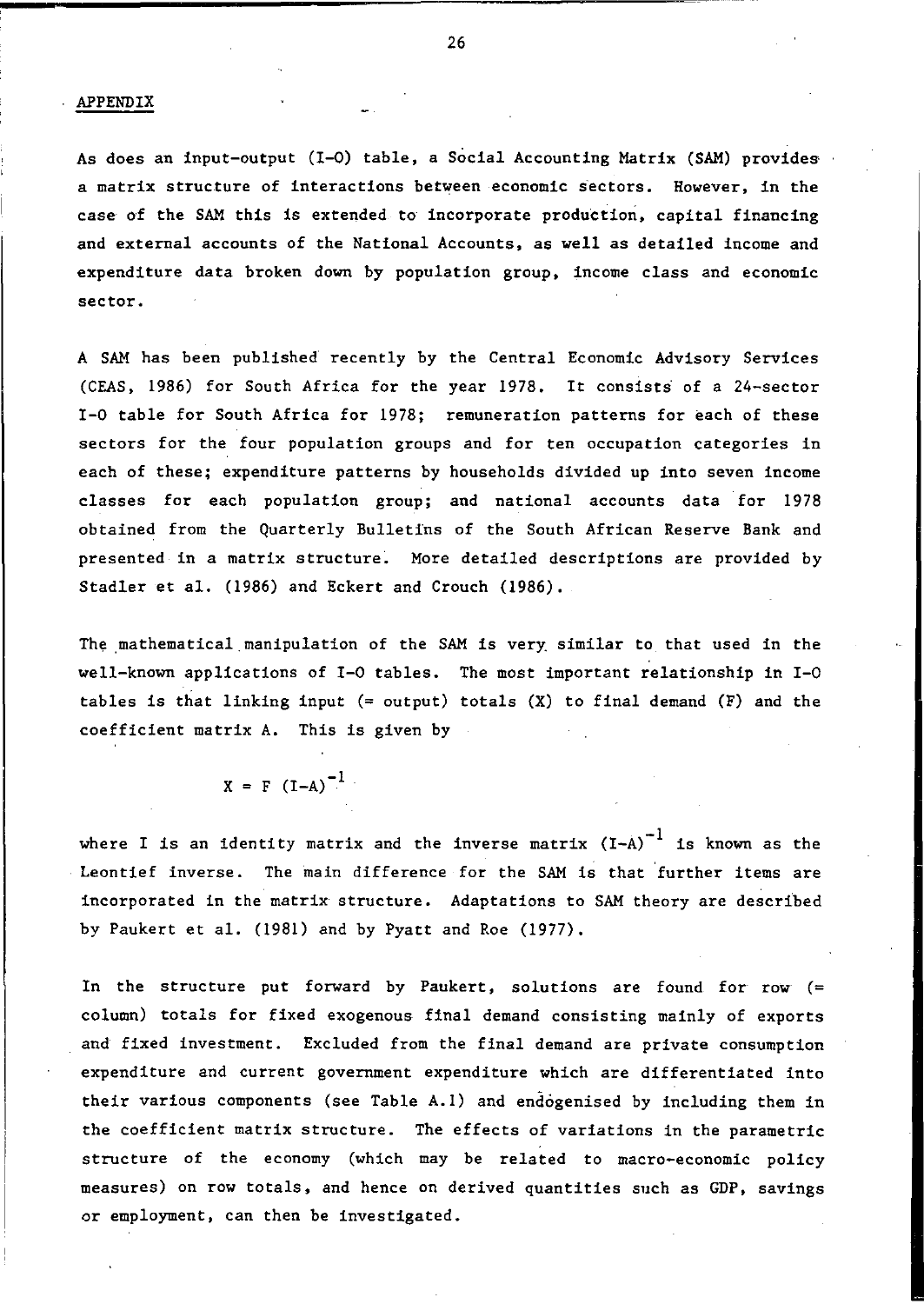## APPENDIX

As does an input-output (I-O) table, a Social Accounting Matrix (SAM) provides a matrix structure of interactions between economic sectors. However, in the case of the SAM this is extended to incorporate production, capital financing and external accounts of the National Accounts, as well as detailed income and expenditure data broken down by population group, income class and economic sector.

A SAM has been published recently by the Central Economic Advisory Services (CEAS, 1986) for South Africa for the year 1978. It consists of a 24-sector I-O table for South Africa for 1978; remuneration patterns for each of these sectors for the four population groups and for ten occupation categories in each of these; expenditure patterns by households divided up into seven income classes for each population group; and national accounts data for 1978 obtained from the Quarterly Bulletins of the South African Reserve Bank and presented in a matrix structure. More detailed descriptions are provided by Stadler et al. (1986) and Eckert and Crouch (1986).

The mathematical manipulation of the SAM is very similar to that used in the well-known applications of I-O tables. The most important relationship in I-O tables is that linking input (= output) totals (X) to final demand (F) and the coefficient matrix A. This is given by

$$X = F\ (I-A)^{-1}$$

where I is an identity matrix and the inverse matrix $(I-A)^{-1}$ is known as the Leontief inverse. The main difference for the SAM is that further items are incorporated in the matrix structure. Adaptations to SAM theory are described by Paukert et al. (1981) and by Pyatt and Roe (1977).

In the structure put forward by Paukert, solutions are found for row (= column) totals for fixed exogenous final demand consisting mainly of exports and fixed investment. Excluded from the final demand are private consumption expenditure and current government expenditure which are differentiated into their various components (see Table A.1) and endogenised by including them in the coefficient matrix structure. The effects of variations in the parametric structure of the economy (which may be related to macro-economic policy measures) on row totals, and hence on derived quantities such as GDP, savings or employment, can then be investigated.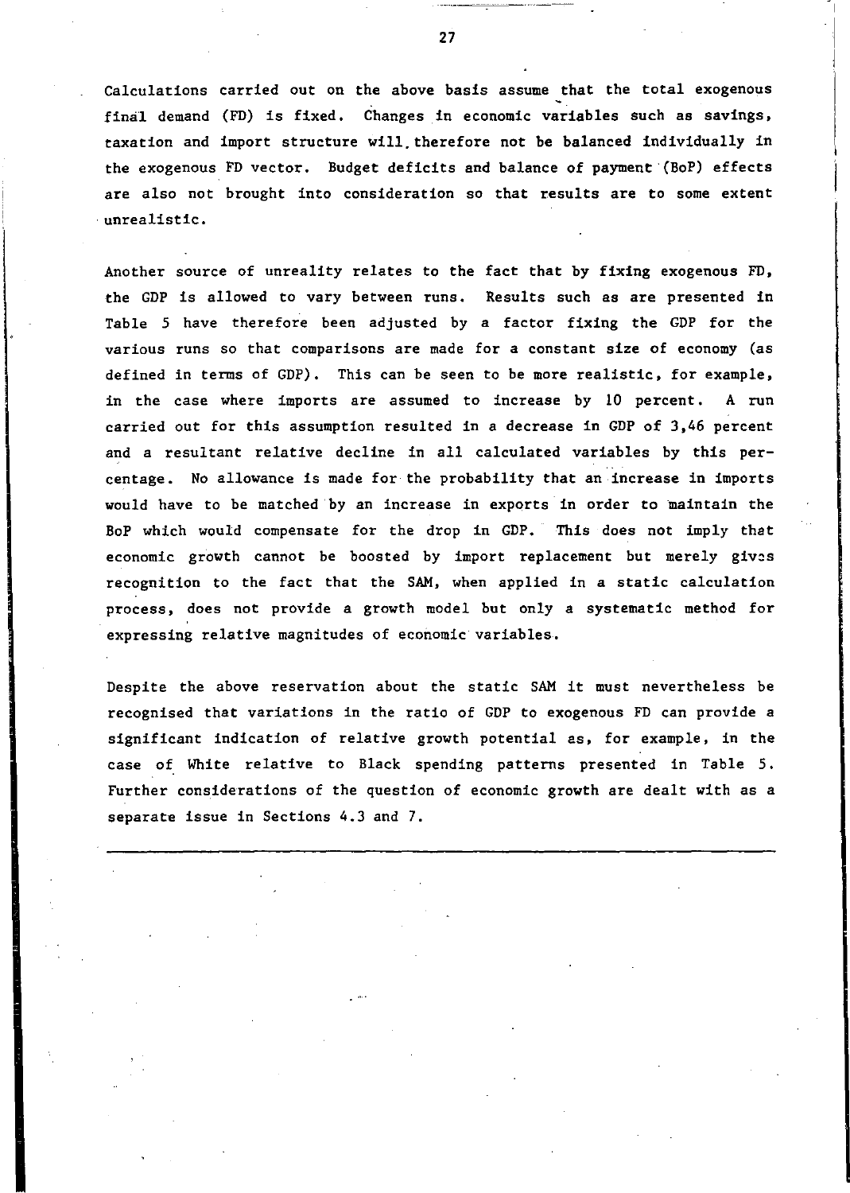Calculations carried out on the above basis assume that the total exogenous final demand (FD) is fixed. Changes in economic variables such as savings, taxation and import structure will therefore not be balanced individually in the exogenous FD vector. Budget deficits and balance of payment (BoP) effects are also not brought into consideration so that results are to some extent unrealistic.

Another source of unreality relates to the fact that by fixing exogenous FD, the GDP is allowed to vary between runs. Results such as are presented in Table 5 have therefore been adjusted by a factor fixing the GDP for the various runs so that comparisons are made for a constant size of economy (as defined in terms of GDP). This can be seen to be more realistic, for example, in the case where imports are assumed to increase by 10 percent. A run carried out for this assumption resulted in a decrease in GDP of 3,46 percent and a resultant relative decline in all calculated variables by this percentage. No allowance is made for the probability that an increase in imports would have to be matched by an increase in exports in order to maintain the BoP which would compensate for the drop in GDP. This does not imply that economic growth cannot be boosted by import replacement but merely gives recognition to the fact that the SAM, when applied in a static calculation process, does not provide a growth model but only a systematic method for expressing relative magnitudes of economic variables.

Despite the above reservation about the static SAM it must nevertheless be recognised that variations in the ratio of GDP to exogenous FD can provide a significant indication of relative growth potential as, for example, in the case of White relative to Black spending patterns presented in Table 5. Further considerations of the question of economic growth are dealt with as a separate issue in Sections 4.3 and 7.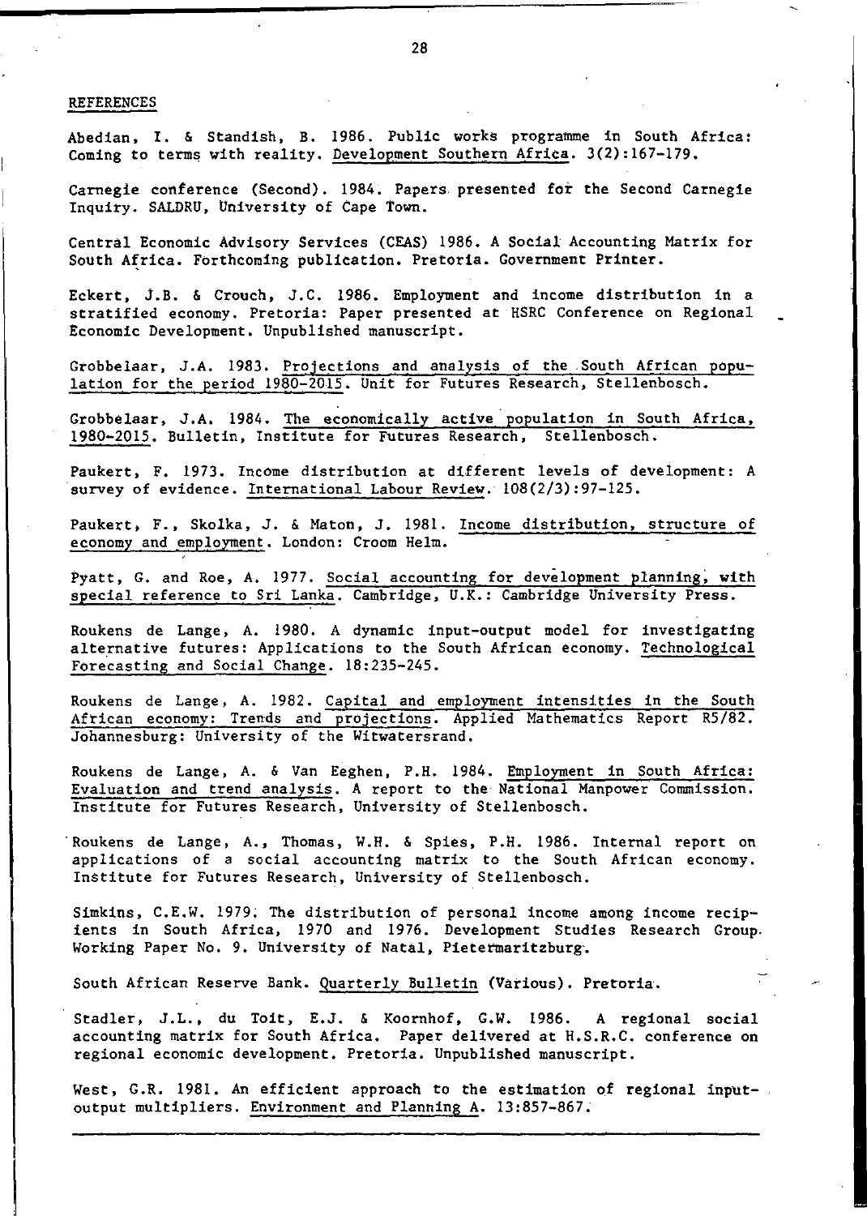## REFERENCES

Abedian, I. & Standish, B. 1986. Public works programme in South Africa: Coming to terms with reality. Development Southern Africa. 3(2):167-179.

Carnegie conference (Second). 1984. Papers presented for the Second Carnegie Inquiry. SALDRU, University of Cape Town.

Central Economic Advisory Services (CEAS) 1986. A Social Accounting Matrix for South Africa. Forthcoming publication. Pretoria. Government Printer.

Eckert, J.B. & Crouch, J.C. 1986. Employment and income distribution in a stratified economy. Pretoria: Paper presented at HSRC Conference on Regional Economic Development. Unpublished manuscript.

Grobbelaar, J.A. 1983. Projections and analysis of the South African population for the period 1980-2015. Unit for Futures Research, Stellenbosch.

Grobbelaar, J.A. 1984. The economically active population in South Africa, 1980-2015. Bulletin, Institute for Futures Research, Stellenbosch.

Paukert, F. 1973. Income distribution at different levels of development: A survey of evidence. International Labour Review. 108(2/3):97-125.

Paukert, F., Skolka, J. & Maton, J. 1981. Income distribution, structure of economy and employment. London: Croom Helm.

Pyatt, G. and Roe, A. 1977. Social accounting for development planning, with special reference to Sri Lanka. Cambridge, U.K.: Cambridge University Press.

Roukens de Lange, A. 1980. A dynamic input-output model for investigating alternative futures: Applications to the South African economy. Technological Forecasting and Social Change. 18:235-245.

Roukens de Lange, A. 1982. Capital and employment intensities in the South African economy: Trends and projections. Applied Mathematics Report R5/82. Johannesburg: University of the Witwatersrand.

Roukens de Lange, A. & Van Eeghen, P.H. 1984. Employment in South Africa: Evaluation and trend analysis. A report to the National Manpower Commission. Institute for Futures Research, University of Stellenbosch.

Roukens de Lange, A., Thomas, W.H. & Spies, P.H. 1986. Internal report on applications of a social accounting matrix to the South African economy. Institute for Futures Research, University of Stellenbosch.

Simkins, C.E.W. 1979. The distribution of personal income among income recipients in South Africa, 1970 and 1976. Development Studies Research Group. Working Paper No. 9. University of Natal, Pietermaritzburg.

South African Reserve Bank. Quarterly Bulletin (Various). Pretoria.

Stadler, J.L., du Toit, E.J. & Koornhof, G.W. 1986. A regional social accounting matrix for South Africa. Paper delivered at H.S.R.C. conference on regional economic development. Pretoria. Unpublished manuscript.

West, G.R. 1981. An efficient approach to the estimation of regional input-output multipliers. Environment and Planning A. 13:857-867.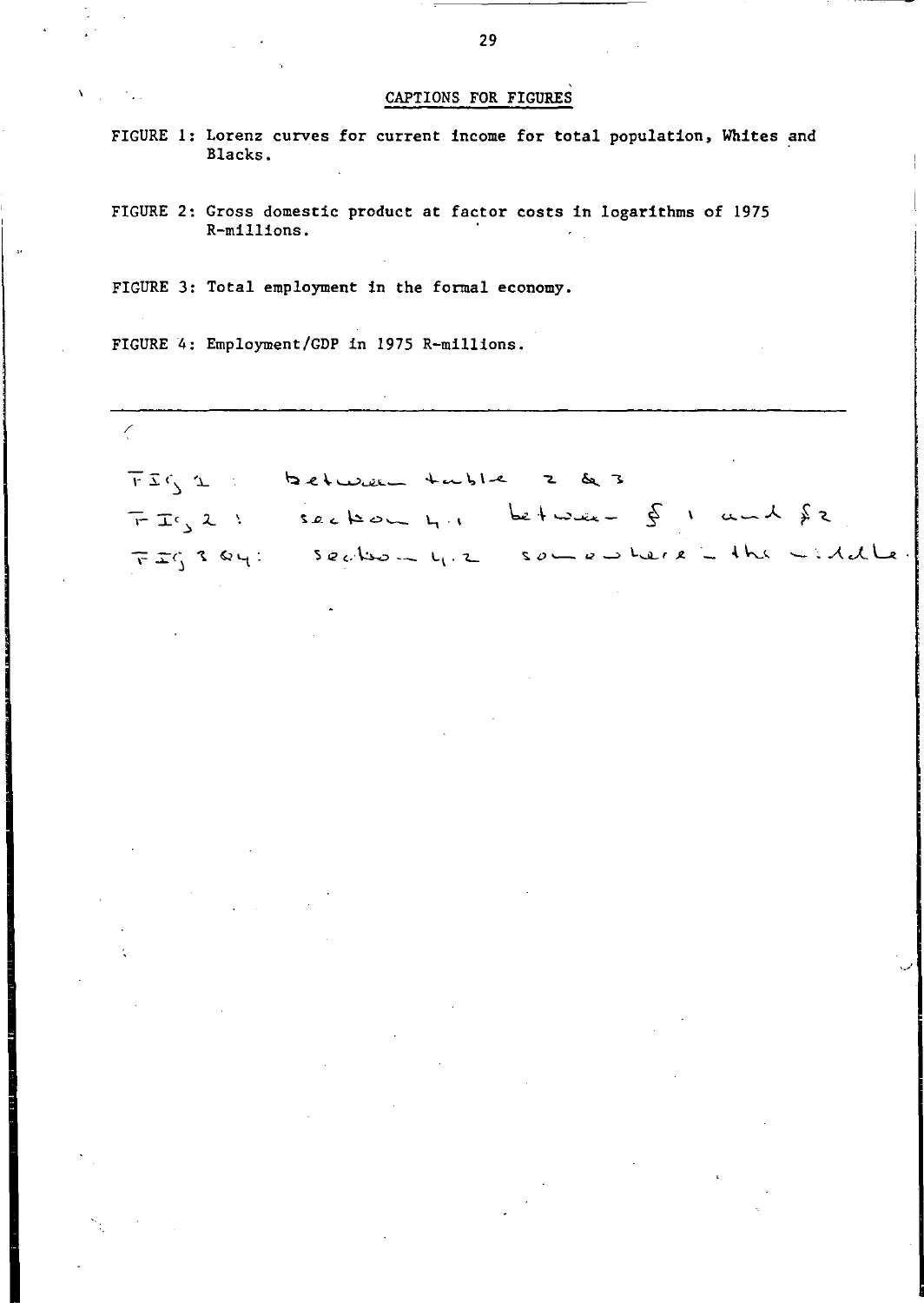## CAPTIONS FOR FIGURES

FIGURE 1: Lorenz curves for current income for total population, Whites and Blacks.

FIGURE 2: Gross domestic product at factor costs in logarithms of 1975 R-millions.

FIGURE 3: Total employment in the formal economy.

FIGURE 4: Employment/GDP in 1975 R-millions.

---

FIG 1: between table 2 & 3

FIG 2: section 4.1 between § 1 and § 2

FIG 3 & 4: section 4.2 somewhere in the middle.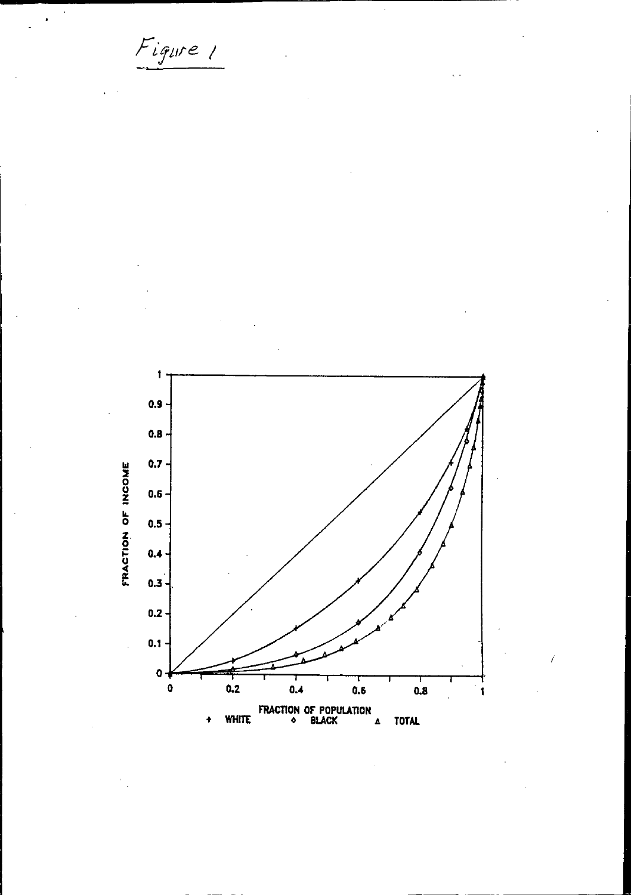Figure 1

1
0.9
0.8
0.7
0.6
0.5
0.4
0.3
0.2
0.1
0

FRACTION OF INCOME

0
0.2
0.4
0.6
0.8
1

FRACTION OF POPULATION

+ WHITE ◇ BLACK Δ TOTAL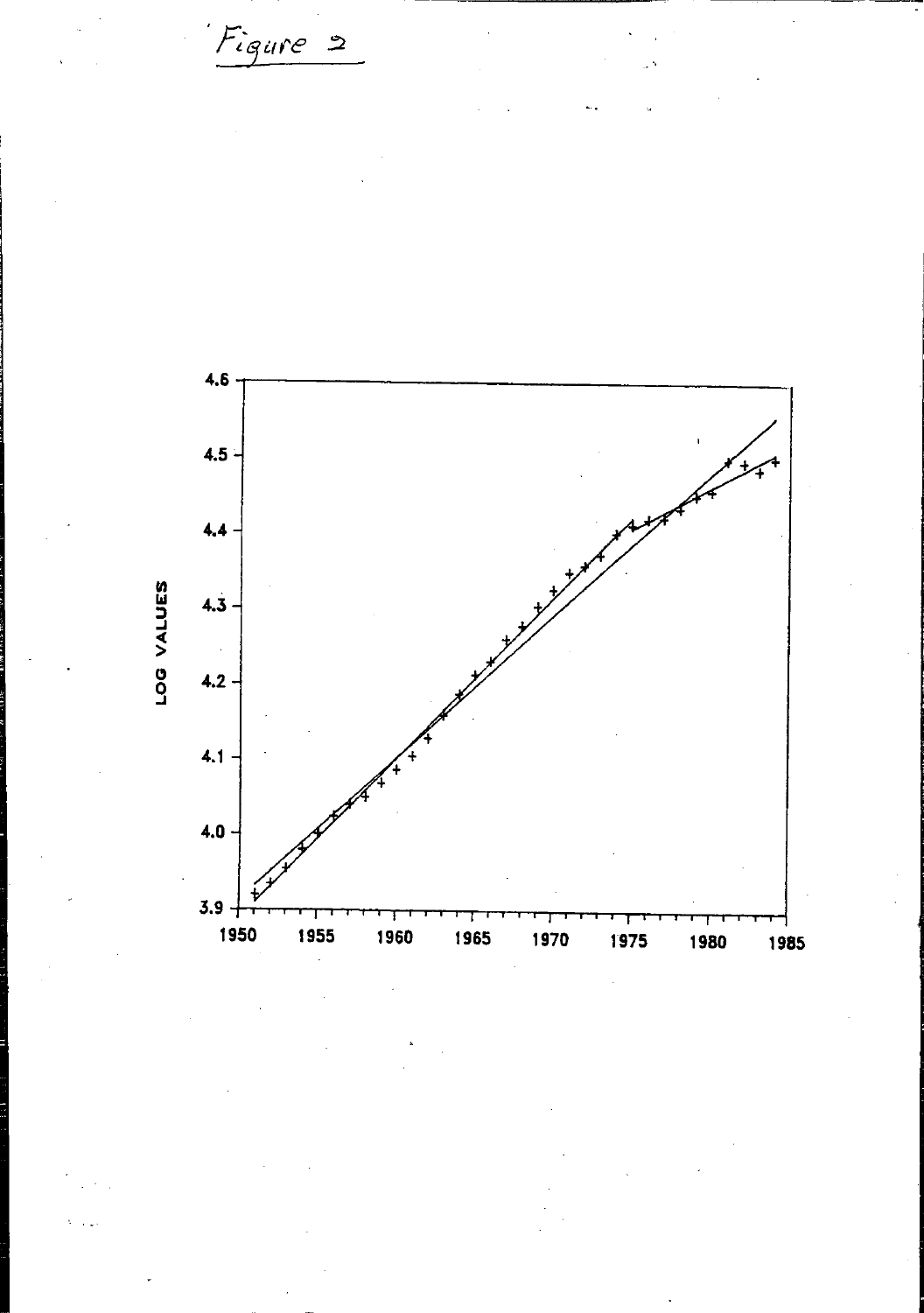Figure 2

LOG VALUES

4.6
4.5
4.4
4.3
4.2
4.1
4.0
3.9

1950
1955
1960
1965
1970
1975
1980
1985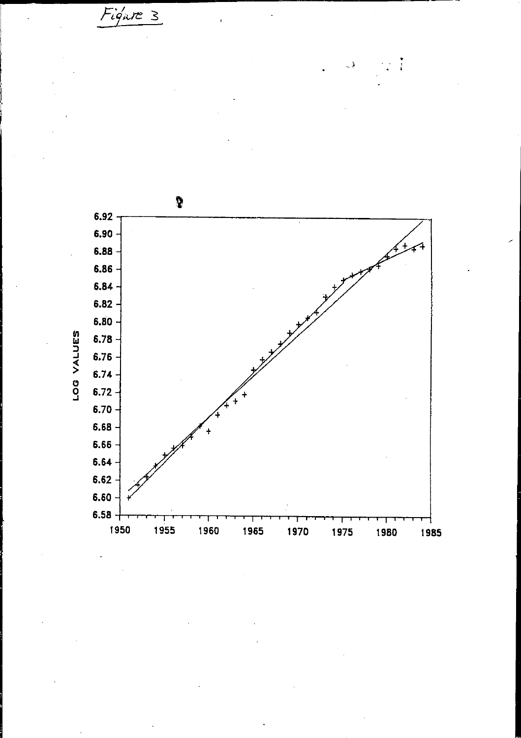Figure 3

LOG VALUES

6.92
6.90
6.88
6.86
6.84
6.82
6.80
6.78
6.76
6.74
6.72
6.70
6.68
6.66
6.64
6.62
6.60
6.58

1950 1955 1960 1965 1970 1975 1980 1985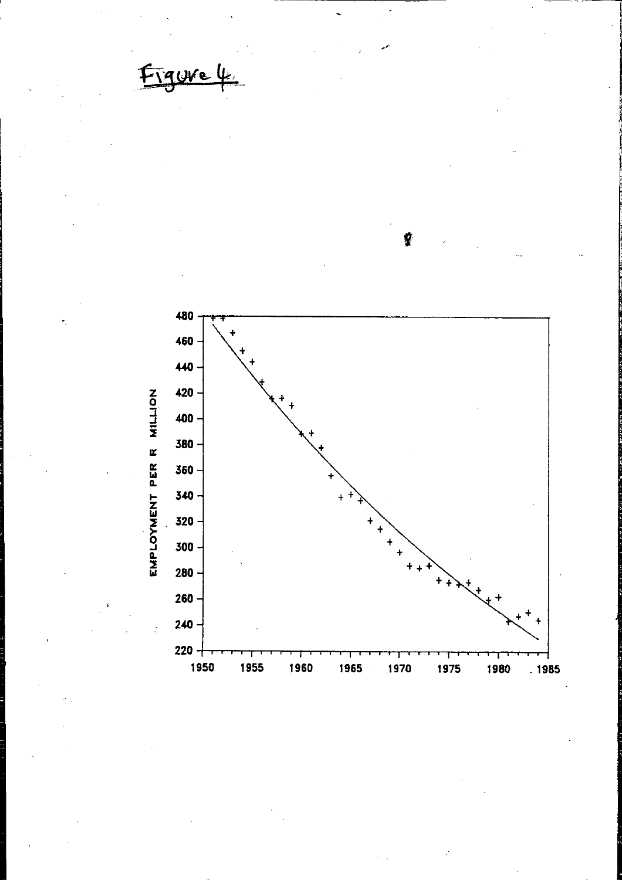Figure 4.

EMPLOYMENT PER R MILLION

480
460
440
420
400
380
360
340
320
300
280
260
240
220

1950
1955
1960
1965
1970
1975
1980
1985